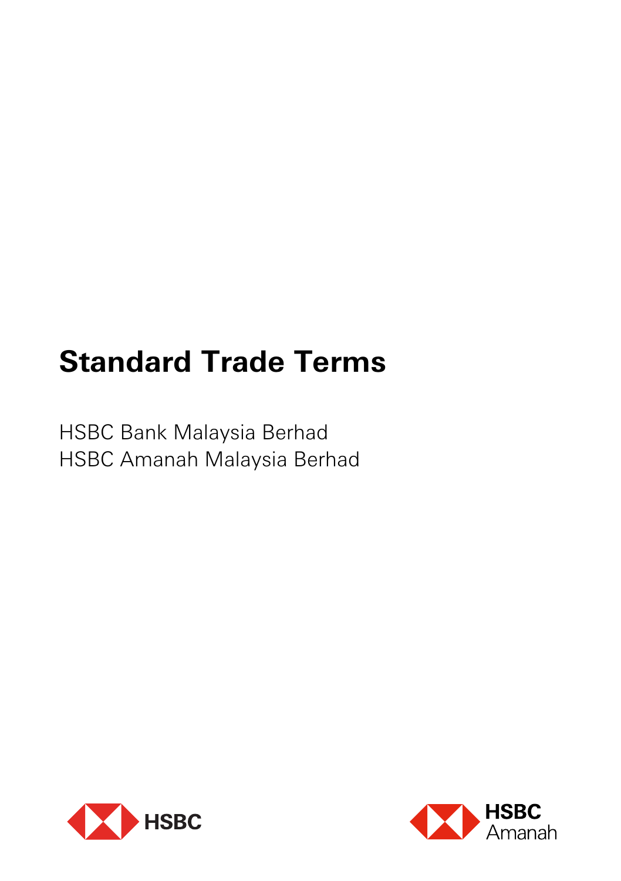# Standard Trade Terms

HSBC Bank Malaysia Berhad
HSBC Amanah Malaysia Berhad

HSBC

HSBC Amanah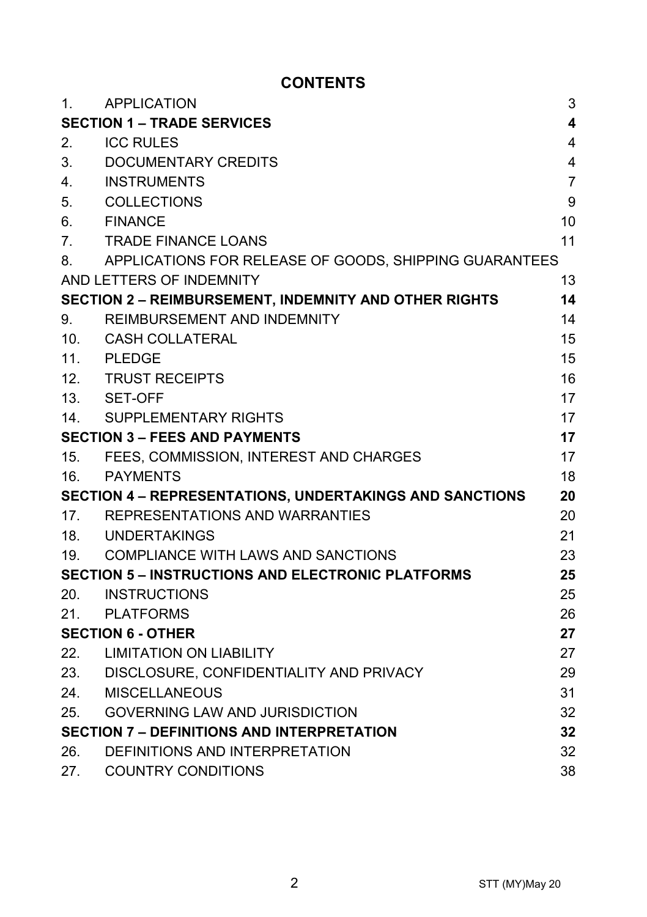# CONTENTS

| | | |
|---|---|---|
| 1. | APPLICATION | 3 |
| **SECTION 1 – TRADE SERVICES** | | **4** |
| 2. | ICC RULES | 4 |
| 3. | DOCUMENTARY CREDITS | 4 |
| 4. | INSTRUMENTS | 7 |
| 5. | COLLECTIONS | 9 |
| 6. | FINANCE | 10 |
| 7. | TRADE FINANCE LOANS | 11 |
| 8. | APPLICATIONS FOR RELEASE OF GOODS, SHIPPING GUARANTEES AND LETTERS OF INDEMNITY | 13 |
| **SECTION 2 – REIMBURSEMENT, INDEMNITY AND OTHER RIGHTS** | | **14** |
| 9. | REIMBURSEMENT AND INDEMNITY | 14 |
| 10. | CASH COLLATERAL | 15 |
| 11. | PLEDGE | 15 |
| 12. | TRUST RECEIPTS | 16 |
| 13. | SET-OFF | 17 |
| 14. | SUPPLEMENTARY RIGHTS | 17 |
| **SECTION 3 – FEES AND PAYMENTS** | | **17** |
| 15. | FEES, COMMISSION, INTEREST AND CHARGES | 17 |
| 16. | PAYMENTS | 18 |
| **SECTION 4 – REPRESENTATIONS, UNDERTAKINGS AND SANCTIONS** | | **20** |
| 17. | REPRESENTATIONS AND WARRANTIES | 20 |
| 18. | UNDERTAKINGS | 21 |
| 19. | COMPLIANCE WITH LAWS AND SANCTIONS | 23 |
| **SECTION 5 – INSTRUCTIONS AND ELECTRONIC PLATFORMS** | | **25** |
| 20. | INSTRUCTIONS | 25 |
| 21. | PLATFORMS | 26 |
| **SECTION 6 - OTHER** | | **27** |
| 22. | LIMITATION ON LIABILITY | 27 |
| 23. | DISCLOSURE, CONFIDENTIALITY AND PRIVACY | 29 |
| 24. | MISCELLANEOUS | 31 |
| 25. | GOVERNING LAW AND JURISDICTION | 32 |
| **SECTION 7 – DEFINITIONS AND INTERPRETATION** | | **32** |
| 26. | DEFINITIONS AND INTERPRETATION | 32 |
| 27. | COUNTRY CONDITIONS | 38 |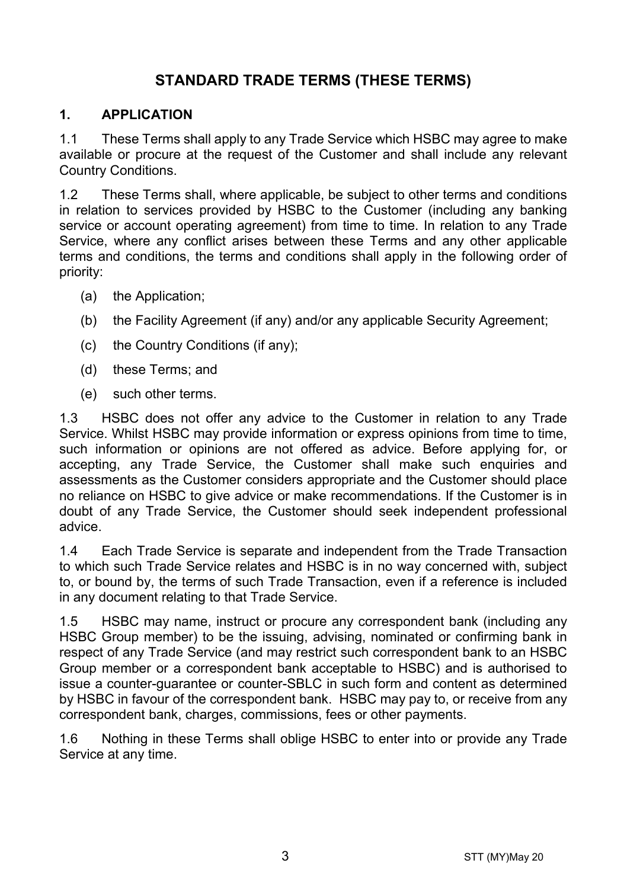# STANDARD TRADE TERMS (THESE TERMS)

## 1. APPLICATION

1.1 These Terms shall apply to any Trade Service which HSBC may agree to make available or procure at the request of the Customer and shall include any relevant Country Conditions.

1.2 These Terms shall, where applicable, be subject to other terms and conditions in relation to services provided by HSBC to the Customer (including any banking service or account operating agreement) from time to time. In relation to any Trade Service, where any conflict arises between these Terms and any other applicable terms and conditions, the terms and conditions shall apply in the following order of priority:

(a) the Application;

(b) the Facility Agreement (if any) and/or any applicable Security Agreement;

(c) the Country Conditions (if any);

(d) these Terms; and

(e) such other terms.

1.3 HSBC does not offer any advice to the Customer in relation to any Trade Service. Whilst HSBC may provide information or express opinions from time to time, such information or opinions are not offered as advice. Before applying for, or accepting, any Trade Service, the Customer shall make such enquiries and assessments as the Customer considers appropriate and the Customer should place no reliance on HSBC to give advice or make recommendations. If the Customer is in doubt of any Trade Service, the Customer should seek independent professional advice.

1.4 Each Trade Service is separate and independent from the Trade Transaction to which such Trade Service relates and HSBC is in no way concerned with, subject to, or bound by, the terms of such Trade Transaction, even if a reference is included in any document relating to that Trade Service.

1.5 HSBC may name, instruct or procure any correspondent bank (including any HSBC Group member) to be the issuing, advising, nominated or confirming bank in respect of any Trade Service (and may restrict such correspondent bank to an HSBC Group member or a correspondent bank acceptable to HSBC) and is authorised to issue a counter-guarantee or counter-SBLC in such form and content as determined by HSBC in favour of the correspondent bank. HSBC may pay to, or receive from any correspondent bank, charges, commissions, fees or other payments.

1.6 Nothing in these Terms shall oblige HSBC to enter into or provide any Trade Service at any time.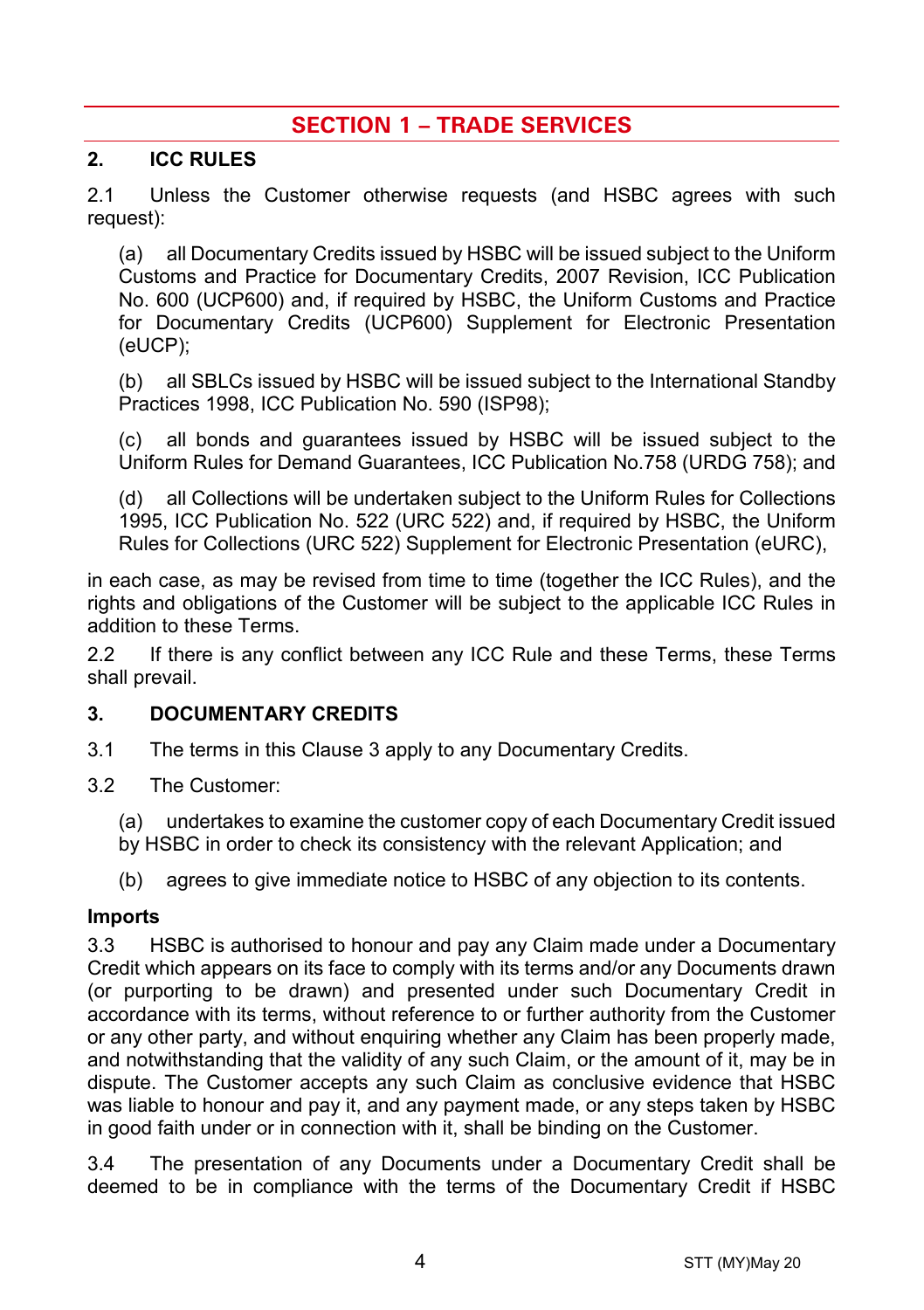# SECTION 1 – TRADE SERVICES

## 2. ICC RULES

2.1 Unless the Customer otherwise requests (and HSBC agrees with such request):

(a) all Documentary Credits issued by HSBC will be issued subject to the Uniform Customs and Practice for Documentary Credits, 2007 Revision, ICC Publication No. 600 (UCP600) and, if required by HSBC, the Uniform Customs and Practice for Documentary Credits (UCP600) Supplement for Electronic Presentation (eUCP);

(b) all SBLCs issued by HSBC will be issued subject to the International Standby Practices 1998, ICC Publication No. 590 (ISP98);

(c) all bonds and guarantees issued by HSBC will be issued subject to the Uniform Rules for Demand Guarantees, ICC Publication No.758 (URDG 758); and

(d) all Collections will be undertaken subject to the Uniform Rules for Collections 1995, ICC Publication No. 522 (URC 522) and, if required by HSBC, the Uniform Rules for Collections (URC 522) Supplement for Electronic Presentation (eURC),

in each case, as may be revised from time to time (together the ICC Rules), and the rights and obligations of the Customer will be subject to the applicable ICC Rules in addition to these Terms.

2.2 If there is any conflict between any ICC Rule and these Terms, these Terms shall prevail.

## 3. DOCUMENTARY CREDITS

3.1 The terms in this Clause 3 apply to any Documentary Credits.

3.2 The Customer:

(a) undertakes to examine the customer copy of each Documentary Credit issued by HSBC in order to check its consistency with the relevant Application; and

(b) agrees to give immediate notice to HSBC of any objection to its contents.

**Imports**

3.3 HSBC is authorised to honour and pay any Claim made under a Documentary Credit which appears on its face to comply with its terms and/or any Documents drawn (or purporting to be drawn) and presented under such Documentary Credit in accordance with its terms, without reference to or further authority from the Customer or any other party, and without enquiring whether any Claim has been properly made, and notwithstanding that the validity of any such Claim, or the amount of it, may be in dispute. The Customer accepts any such Claim as conclusive evidence that HSBC was liable to honour and pay it, and any payment made, or any steps taken by HSBC in good faith under or in connection with it, shall be binding on the Customer.

3.4 The presentation of any Documents under a Documentary Credit shall be deemed to be in compliance with the terms of the Documentary Credit if HSBC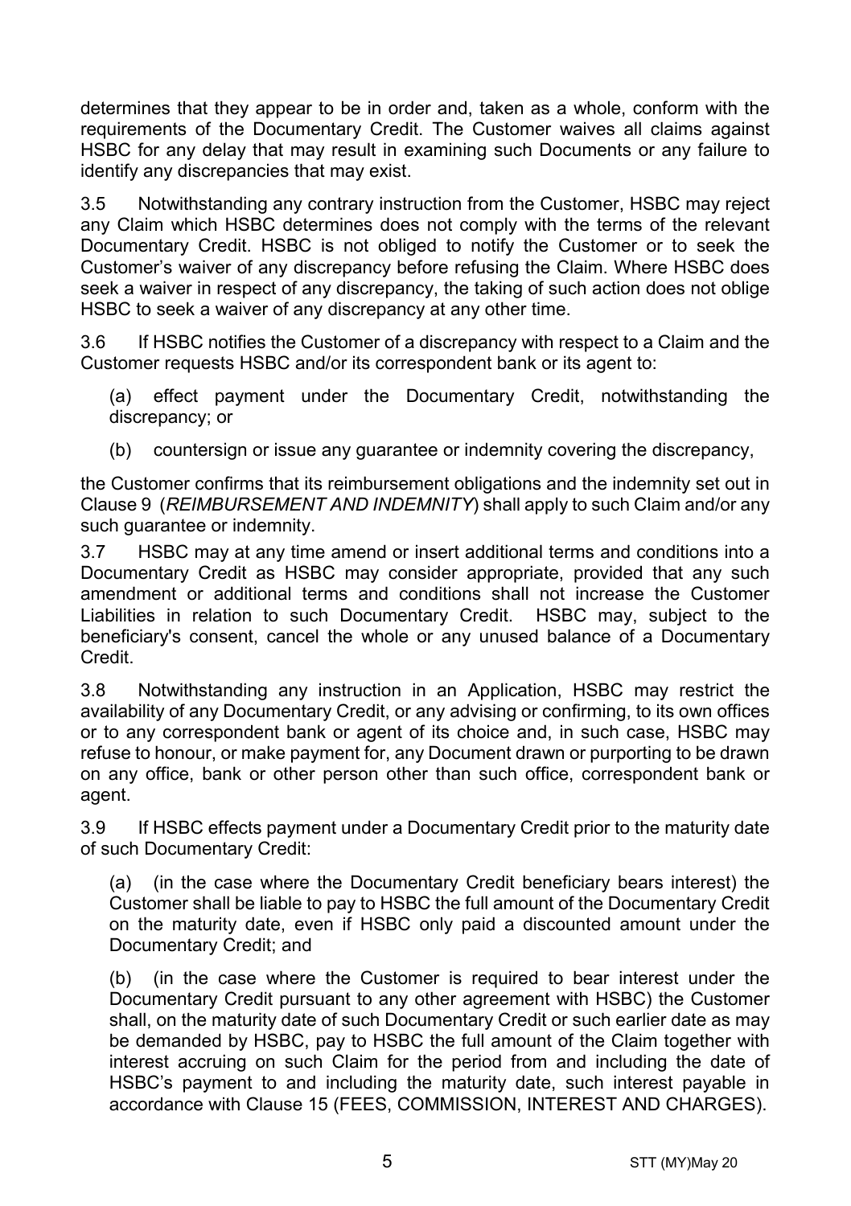determines that they appear to be in order and, taken as a whole, conform with the requirements of the Documentary Credit. The Customer waives all claims against HSBC for any delay that may result in examining such Documents or any failure to identify any discrepancies that may exist.

3.5 Notwithstanding any contrary instruction from the Customer, HSBC may reject any Claim which HSBC determines does not comply with the terms of the relevant Documentary Credit. HSBC is not obliged to notify the Customer or to seek the Customer's waiver of any discrepancy before refusing the Claim. Where HSBC does seek a waiver in respect of any discrepancy, the taking of such action does not oblige HSBC to seek a waiver of any discrepancy at any other time.

3.6 If HSBC notifies the Customer of a discrepancy with respect to a Claim and the Customer requests HSBC and/or its correspondent bank or its agent to:

(a) effect payment under the Documentary Credit, notwithstanding the discrepancy; or

(b) countersign or issue any guarantee or indemnity covering the discrepancy,

the Customer confirms that its reimbursement obligations and the indemnity set out in Clause 9 (*REIMBURSEMENT AND INDEMNITY*) shall apply to such Claim and/or any such guarantee or indemnity.

3.7 HSBC may at any time amend or insert additional terms and conditions into a Documentary Credit as HSBC may consider appropriate, provided that any such amendment or additional terms and conditions shall not increase the Customer Liabilities in relation to such Documentary Credit. HSBC may, subject to the beneficiary's consent, cancel the whole or any unused balance of a Documentary Credit.

3.8 Notwithstanding any instruction in an Application, HSBC may restrict the availability of any Documentary Credit, or any advising or confirming, to its own offices or to any correspondent bank or agent of its choice and, in such case, HSBC may refuse to honour, or make payment for, any Document drawn or purporting to be drawn on any office, bank or other person other than such office, correspondent bank or agent.

3.9 If HSBC effects payment under a Documentary Credit prior to the maturity date of such Documentary Credit:

(a) (in the case where the Documentary Credit beneficiary bears interest) the Customer shall be liable to pay to HSBC the full amount of the Documentary Credit on the maturity date, even if HSBC only paid a discounted amount under the Documentary Credit; and

(b) (in the case where the Customer is required to bear interest under the Documentary Credit pursuant to any other agreement with HSBC) the Customer shall, on the maturity date of such Documentary Credit or such earlier date as may be demanded by HSBC, pay to HSBC the full amount of the Claim together with interest accruing on such Claim for the period from and including the date of HSBC's payment to and including the maturity date, such interest payable in accordance with Clause 15 (FEES, COMMISSION, INTEREST AND CHARGES).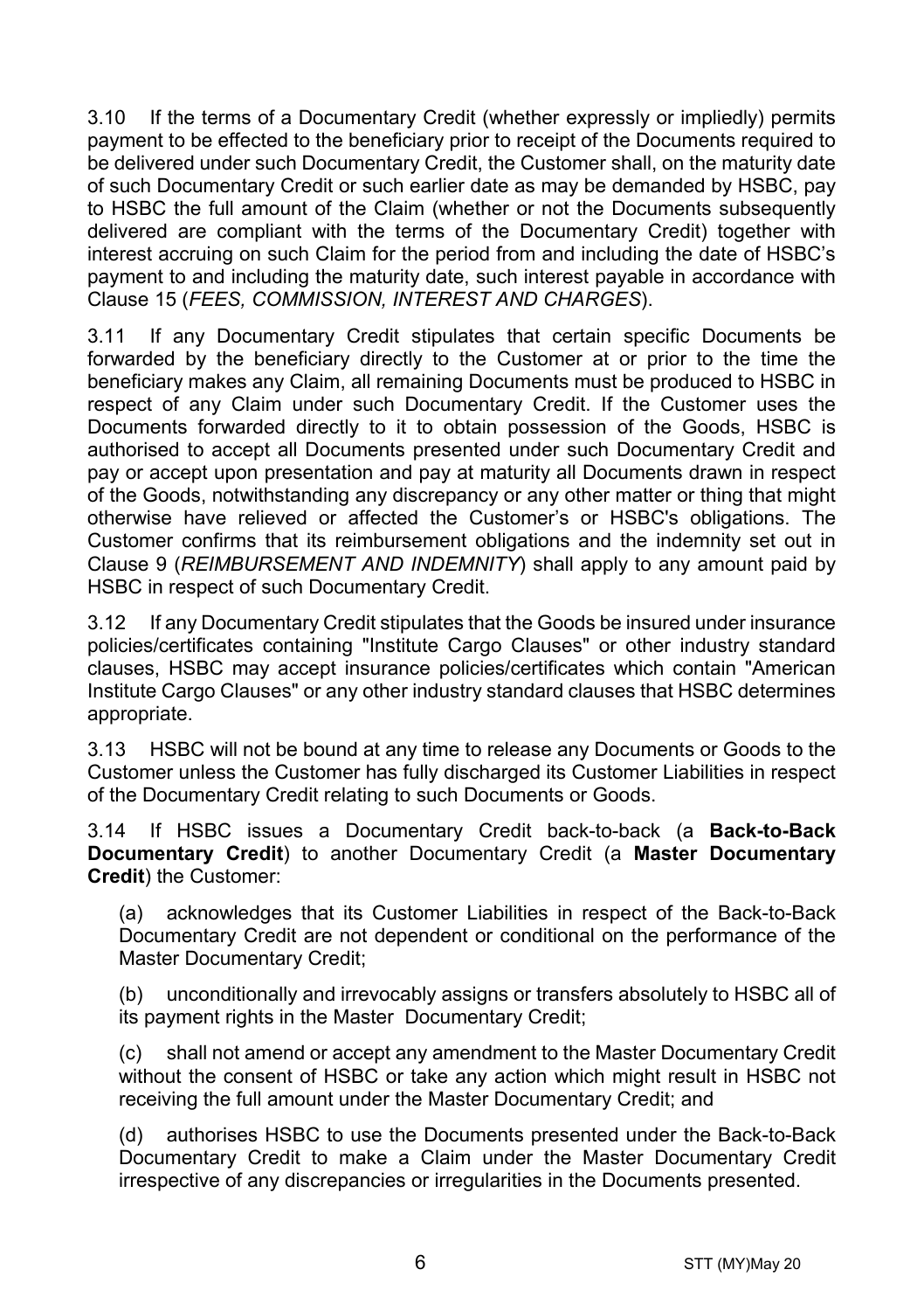3.10 If the terms of a Documentary Credit (whether expressly or impliedly) permits payment to be effected to the beneficiary prior to receipt of the Documents required to be delivered under such Documentary Credit, the Customer shall, on the maturity date of such Documentary Credit or such earlier date as may be demanded by HSBC, pay to HSBC the full amount of the Claim (whether or not the Documents subsequently delivered are compliant with the terms of the Documentary Credit) together with interest accruing on such Claim for the period from and including the date of HSBC's payment to and including the maturity date, such interest payable in accordance with Clause 15 (*FEES, COMMISSION, INTEREST AND CHARGES*).

3.11 If any Documentary Credit stipulates that certain specific Documents be forwarded by the beneficiary directly to the Customer at or prior to the time the beneficiary makes any Claim, all remaining Documents must be produced to HSBC in respect of any Claim under such Documentary Credit. If the Customer uses the Documents forwarded directly to it to obtain possession of the Goods, HSBC is authorised to accept all Documents presented under such Documentary Credit and pay or accept upon presentation and pay at maturity all Documents drawn in respect of the Goods, notwithstanding any discrepancy or any other matter or thing that might otherwise have relieved or affected the Customer's or HSBC's obligations. The Customer confirms that its reimbursement obligations and the indemnity set out in Clause 9 (*REIMBURSEMENT AND INDEMNITY*) shall apply to any amount paid by HSBC in respect of such Documentary Credit.

3.12 If any Documentary Credit stipulates that the Goods be insured under insurance policies/certificates containing "Institute Cargo Clauses" or other industry standard clauses, HSBC may accept insurance policies/certificates which contain "American Institute Cargo Clauses" or any other industry standard clauses that HSBC determines appropriate.

3.13 HSBC will not be bound at any time to release any Documents or Goods to the Customer unless the Customer has fully discharged its Customer Liabilities in respect of the Documentary Credit relating to such Documents or Goods.

3.14 If HSBC issues a Documentary Credit back-to-back (a **Back-to-Back Documentary Credit**) to another Documentary Credit (a **Master Documentary Credit**) the Customer:

(a) acknowledges that its Customer Liabilities in respect of the Back-to-Back Documentary Credit are not dependent or conditional on the performance of the Master Documentary Credit;

(b) unconditionally and irrevocably assigns or transfers absolutely to HSBC all of its payment rights in the Master Documentary Credit;

(c) shall not amend or accept any amendment to the Master Documentary Credit without the consent of HSBC or take any action which might result in HSBC not receiving the full amount under the Master Documentary Credit; and

(d) authorises HSBC to use the Documents presented under the Back-to-Back Documentary Credit to make a Claim under the Master Documentary Credit irrespective of any discrepancies or irregularities in the Documents presented.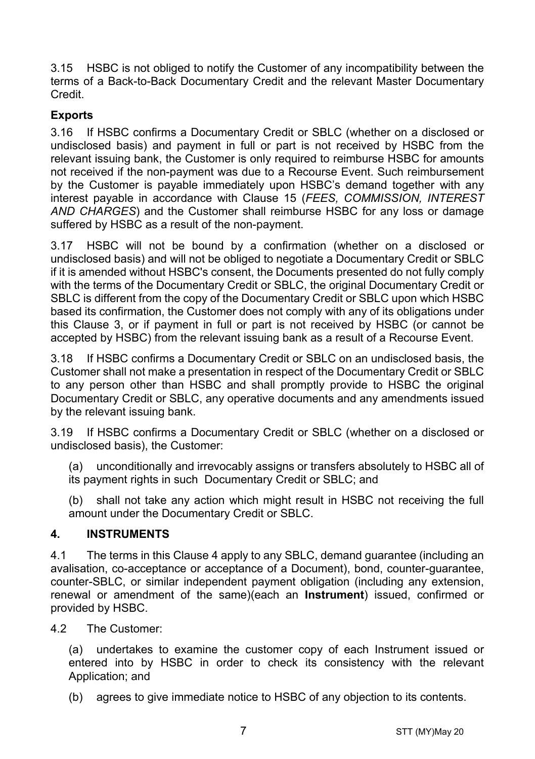3.15 HSBC is not obliged to notify the Customer of any incompatibility between the terms of a Back-to-Back Documentary Credit and the relevant Master Documentary Credit.

**Exports**

3.16 If HSBC confirms a Documentary Credit or SBLC (whether on a disclosed or undisclosed basis) and payment in full or part is not received by HSBC from the relevant issuing bank, the Customer is only required to reimburse HSBC for amounts not received if the non-payment was due to a Recourse Event. Such reimbursement by the Customer is payable immediately upon HSBC's demand together with any interest payable in accordance with Clause 15 (*FEES, COMMISSION, INTEREST AND CHARGES*) and the Customer shall reimburse HSBC for any loss or damage suffered by HSBC as a result of the non-payment.

3.17 HSBC will not be bound by a confirmation (whether on a disclosed or undisclosed basis) and will not be obliged to negotiate a Documentary Credit or SBLC if it is amended without HSBC's consent, the Documents presented do not fully comply with the terms of the Documentary Credit or SBLC, the original Documentary Credit or SBLC is different from the copy of the Documentary Credit or SBLC upon which HSBC based its confirmation, the Customer does not comply with any of its obligations under this Clause 3, or if payment in full or part is not received by HSBC (or cannot be accepted by HSBC) from the relevant issuing bank as a result of a Recourse Event.

3.18 If HSBC confirms a Documentary Credit or SBLC on an undisclosed basis, the Customer shall not make a presentation in respect of the Documentary Credit or SBLC to any person other than HSBC and shall promptly provide to HSBC the original Documentary Credit or SBLC, any operative documents and any amendments issued by the relevant issuing bank.

3.19 If HSBC confirms a Documentary Credit or SBLC (whether on a disclosed or undisclosed basis), the Customer:

(a) unconditionally and irrevocably assigns or transfers absolutely to HSBC all of its payment rights in such Documentary Credit or SBLC; and

(b) shall not take any action which might result in HSBC not receiving the full amount under the Documentary Credit or SBLC.

## 4. INSTRUMENTS

4.1 The terms in this Clause 4 apply to any SBLC, demand guarantee (including an avalisation, co-acceptance or acceptance of a Document), bond, counter-guarantee, counter-SBLC, or similar independent payment obligation (including any extension, renewal or amendment of the same)(each an **Instrument**) issued, confirmed or provided by HSBC.

4.2 The Customer:

(a) undertakes to examine the customer copy of each Instrument issued or entered into by HSBC in order to check its consistency with the relevant Application; and

(b) agrees to give immediate notice to HSBC of any objection to its contents.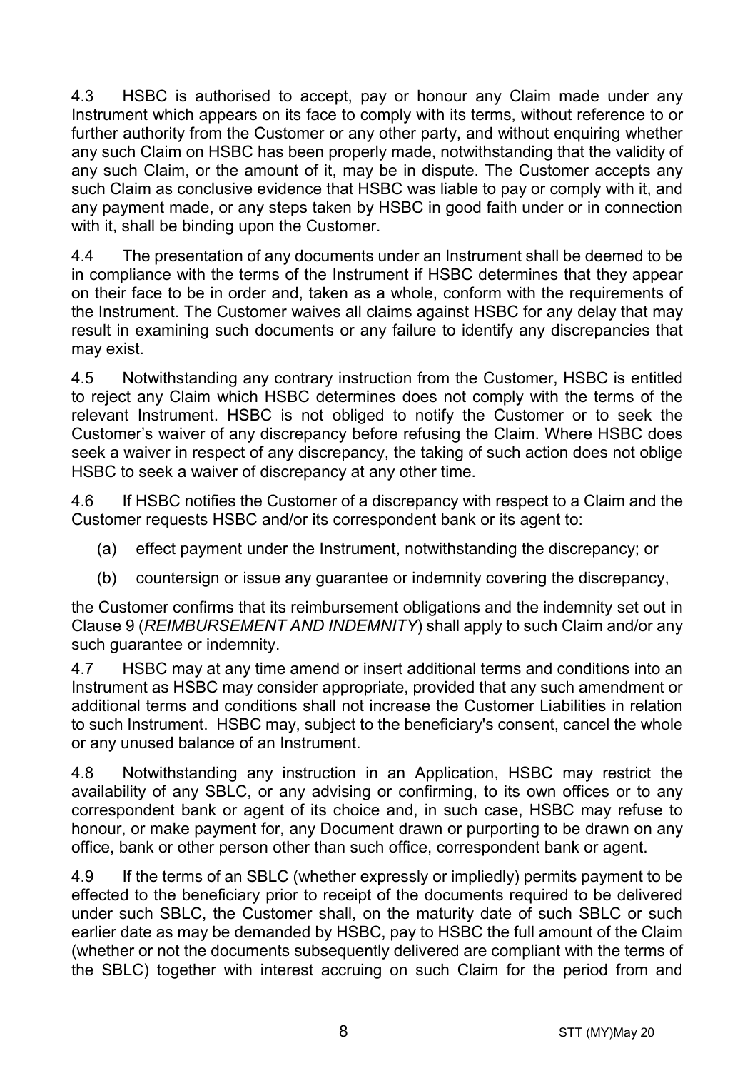4.3 HSBC is authorised to accept, pay or honour any Claim made under any Instrument which appears on its face to comply with its terms, without reference to or further authority from the Customer or any other party, and without enquiring whether any such Claim on HSBC has been properly made, notwithstanding that the validity of any such Claim, or the amount of it, may be in dispute. The Customer accepts any such Claim as conclusive evidence that HSBC was liable to pay or comply with it, and any payment made, or any steps taken by HSBC in good faith under or in connection with it, shall be binding upon the Customer.

4.4 The presentation of any documents under an Instrument shall be deemed to be in compliance with the terms of the Instrument if HSBC determines that they appear on their face to be in order and, taken as a whole, conform with the requirements of the Instrument. The Customer waives all claims against HSBC for any delay that may result in examining such documents or any failure to identify any discrepancies that may exist.

4.5 Notwithstanding any contrary instruction from the Customer, HSBC is entitled to reject any Claim which HSBC determines does not comply with the terms of the relevant Instrument. HSBC is not obliged to notify the Customer or to seek the Customer's waiver of any discrepancy before refusing the Claim. Where HSBC does seek a waiver in respect of any discrepancy, the taking of such action does not oblige HSBC to seek a waiver of discrepancy at any other time.

4.6 If HSBC notifies the Customer of a discrepancy with respect to a Claim and the Customer requests HSBC and/or its correspondent bank or its agent to:

(a) effect payment under the Instrument, notwithstanding the discrepancy; or

(b) countersign or issue any guarantee or indemnity covering the discrepancy,

the Customer confirms that its reimbursement obligations and the indemnity set out in Clause 9 (*REIMBURSEMENT AND INDEMNITY*) shall apply to such Claim and/or any such guarantee or indemnity.

4.7 HSBC may at any time amend or insert additional terms and conditions into an Instrument as HSBC may consider appropriate, provided that any such amendment or additional terms and conditions shall not increase the Customer Liabilities in relation to such Instrument. HSBC may, subject to the beneficiary's consent, cancel the whole or any unused balance of an Instrument.

4.8 Notwithstanding any instruction in an Application, HSBC may restrict the availability of any SBLC, or any advising or confirming, to its own offices or to any correspondent bank or agent of its choice and, in such case, HSBC may refuse to honour, or make payment for, any Document drawn or purporting to be drawn on any office, bank or other person other than such office, correspondent bank or agent.

4.9 If the terms of an SBLC (whether expressly or impliedly) permits payment to be effected to the beneficiary prior to receipt of the documents required to be delivered under such SBLC, the Customer shall, on the maturity date of such SBLC or such earlier date as may be demanded by HSBC, pay to HSBC the full amount of the Claim (whether or not the documents subsequently delivered are compliant with the terms of the SBLC) together with interest accruing on such Claim for the period from and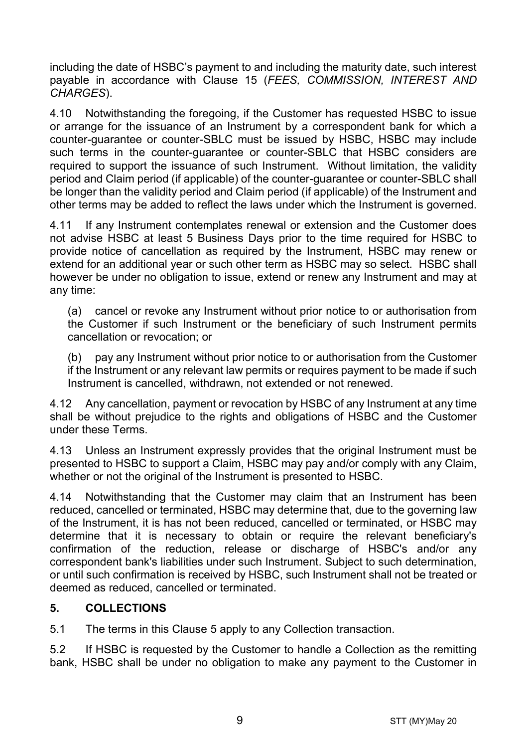including the date of HSBC's payment to and including the maturity date, such interest payable in accordance with Clause 15 (*FEES, COMMISSION, INTEREST AND CHARGES*).

4.10 Notwithstanding the foregoing, if the Customer has requested HSBC to issue or arrange for the issuance of an Instrument by a correspondent bank for which a counter-guarantee or counter-SBLC must be issued by HSBC, HSBC may include such terms in the counter-guarantee or counter-SBLC that HSBC considers are required to support the issuance of such Instrument. Without limitation, the validity period and Claim period (if applicable) of the counter-guarantee or counter-SBLC shall be longer than the validity period and Claim period (if applicable) of the Instrument and other terms may be added to reflect the laws under which the Instrument is governed.

4.11 If any Instrument contemplates renewal or extension and the Customer does not advise HSBC at least 5 Business Days prior to the time required for HSBC to provide notice of cancellation as required by the Instrument, HSBC may renew or extend for an additional year or such other term as HSBC may so select. HSBC shall however be under no obligation to issue, extend or renew any Instrument and may at any time:

(a) cancel or revoke any Instrument without prior notice to or authorisation from the Customer if such Instrument or the beneficiary of such Instrument permits cancellation or revocation; or

(b) pay any Instrument without prior notice to or authorisation from the Customer if the Instrument or any relevant law permits or requires payment to be made if such Instrument is cancelled, withdrawn, not extended or not renewed.

4.12 Any cancellation, payment or revocation by HSBC of any Instrument at any time shall be without prejudice to the rights and obligations of HSBC and the Customer under these Terms.

4.13 Unless an Instrument expressly provides that the original Instrument must be presented to HSBC to support a Claim, HSBC may pay and/or comply with any Claim, whether or not the original of the Instrument is presented to HSBC.

4.14 Notwithstanding that the Customer may claim that an Instrument has been reduced, cancelled or terminated, HSBC may determine that, due to the governing law of the Instrument, it is has not been reduced, cancelled or terminated, or HSBC may determine that it is necessary to obtain or require the relevant beneficiary's confirmation of the reduction, release or discharge of HSBC's and/or any correspondent bank's liabilities under such Instrument. Subject to such determination, or until such confirmation is received by HSBC, such Instrument shall not be treated or deemed as reduced, cancelled or terminated.

## 5. COLLECTIONS

5.1 The terms in this Clause 5 apply to any Collection transaction.

5.2 If HSBC is requested by the Customer to handle a Collection as the remitting bank, HSBC shall be under no obligation to make any payment to the Customer in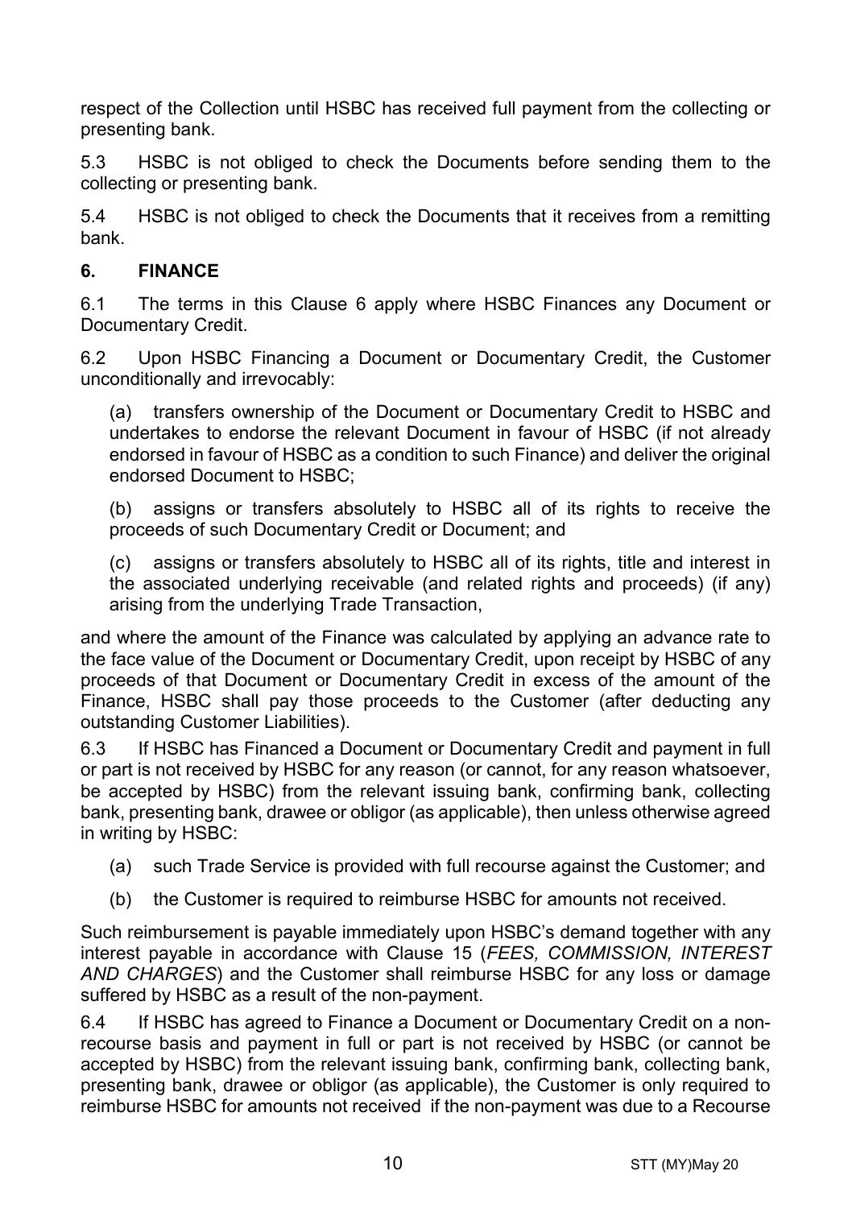respect of the Collection until HSBC has received full payment from the collecting or presenting bank.

5.3 HSBC is not obliged to check the Documents before sending them to the collecting or presenting bank.

5.4 HSBC is not obliged to check the Documents that it receives from a remitting bank.

## 6. FINANCE

6.1 The terms in this Clause 6 apply where HSBC Finances any Document or Documentary Credit.

6.2 Upon HSBC Financing a Document or Documentary Credit, the Customer unconditionally and irrevocably:

(a) transfers ownership of the Document or Documentary Credit to HSBC and undertakes to endorse the relevant Document in favour of HSBC (if not already endorsed in favour of HSBC as a condition to such Finance) and deliver the original endorsed Document to HSBC;

(b) assigns or transfers absolutely to HSBC all of its rights to receive the proceeds of such Documentary Credit or Document; and

(c) assigns or transfers absolutely to HSBC all of its rights, title and interest in the associated underlying receivable (and related rights and proceeds) (if any) arising from the underlying Trade Transaction,

and where the amount of the Finance was calculated by applying an advance rate to the face value of the Document or Documentary Credit, upon receipt by HSBC of any proceeds of that Document or Documentary Credit in excess of the amount of the Finance, HSBC shall pay those proceeds to the Customer (after deducting any outstanding Customer Liabilities).

6.3 If HSBC has Financed a Document or Documentary Credit and payment in full or part is not received by HSBC for any reason (or cannot, for any reason whatsoever, be accepted by HSBC) from the relevant issuing bank, confirming bank, collecting bank, presenting bank, drawee or obligor (as applicable), then unless otherwise agreed in writing by HSBC:

(a) such Trade Service is provided with full recourse against the Customer; and

(b) the Customer is required to reimburse HSBC for amounts not received.

Such reimbursement is payable immediately upon HSBC's demand together with any interest payable in accordance with Clause 15 (*FEES, COMMISSION, INTEREST AND CHARGES*) and the Customer shall reimburse HSBC for any loss or damage suffered by HSBC as a result of the non-payment.

6.4 If HSBC has agreed to Finance a Document or Documentary Credit on a non-recourse basis and payment in full or part is not received by HSBC (or cannot be accepted by HSBC) from the relevant issuing bank, confirming bank, collecting bank, presenting bank, drawee or obligor (as applicable), the Customer is only required to reimburse HSBC for amounts not received if the non-payment was due to a Recourse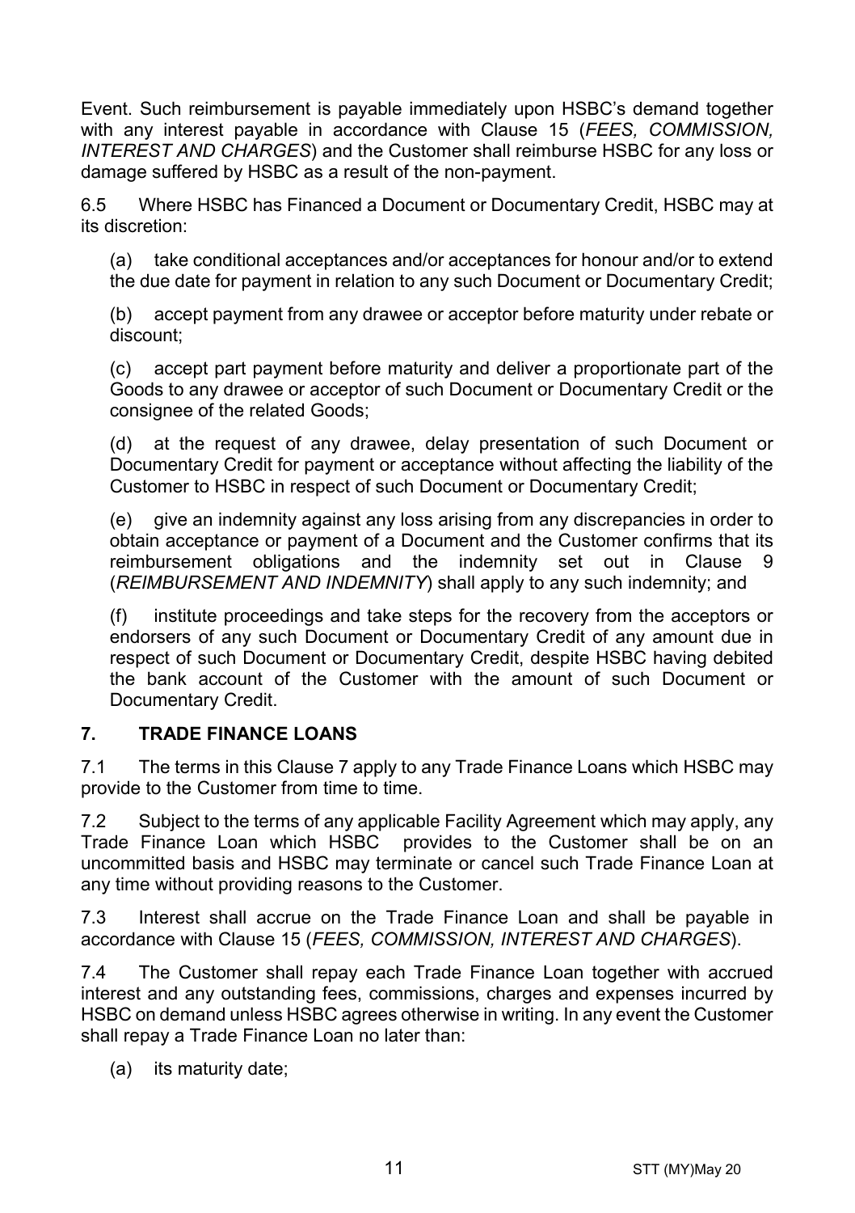Event. Such reimbursement is payable immediately upon HSBC's demand together with any interest payable in accordance with Clause 15 (*FEES, COMMISSION, INTEREST AND CHARGES*) and the Customer shall reimburse HSBC for any loss or damage suffered by HSBC as a result of the non-payment.

6.5 Where HSBC has Financed a Document or Documentary Credit, HSBC may at its discretion:

(a) take conditional acceptances and/or acceptances for honour and/or to extend the due date for payment in relation to any such Document or Documentary Credit;

(b) accept payment from any drawee or acceptor before maturity under rebate or discount;

(c) accept part payment before maturity and deliver a proportionate part of the Goods to any drawee or acceptor of such Document or Documentary Credit or the consignee of the related Goods;

(d) at the request of any drawee, delay presentation of such Document or Documentary Credit for payment or acceptance without affecting the liability of the Customer to HSBC in respect of such Document or Documentary Credit;

(e) give an indemnity against any loss arising from any discrepancies in order to obtain acceptance or payment of a Document and the Customer confirms that its reimbursement obligations and the indemnity set out in Clause 9 (*REIMBURSEMENT AND INDEMNITY*) shall apply to any such indemnity; and

(f) institute proceedings and take steps for the recovery from the acceptors or endorsers of any such Document or Documentary Credit of any amount due in respect of such Document or Documentary Credit, despite HSBC having debited the bank account of the Customer with the amount of such Document or Documentary Credit.

## 7. TRADE FINANCE LOANS

7.1 The terms in this Clause 7 apply to any Trade Finance Loans which HSBC may provide to the Customer from time to time.

7.2 Subject to the terms of any applicable Facility Agreement which may apply, any Trade Finance Loan which HSBC provides to the Customer shall be on an uncommitted basis and HSBC may terminate or cancel such Trade Finance Loan at any time without providing reasons to the Customer.

7.3 Interest shall accrue on the Trade Finance Loan and shall be payable in accordance with Clause 15 (*FEES, COMMISSION, INTEREST AND CHARGES*).

7.4 The Customer shall repay each Trade Finance Loan together with accrued interest and any outstanding fees, commissions, charges and expenses incurred by HSBC on demand unless HSBC agrees otherwise in writing. In any event the Customer shall repay a Trade Finance Loan no later than:

(a) its maturity date;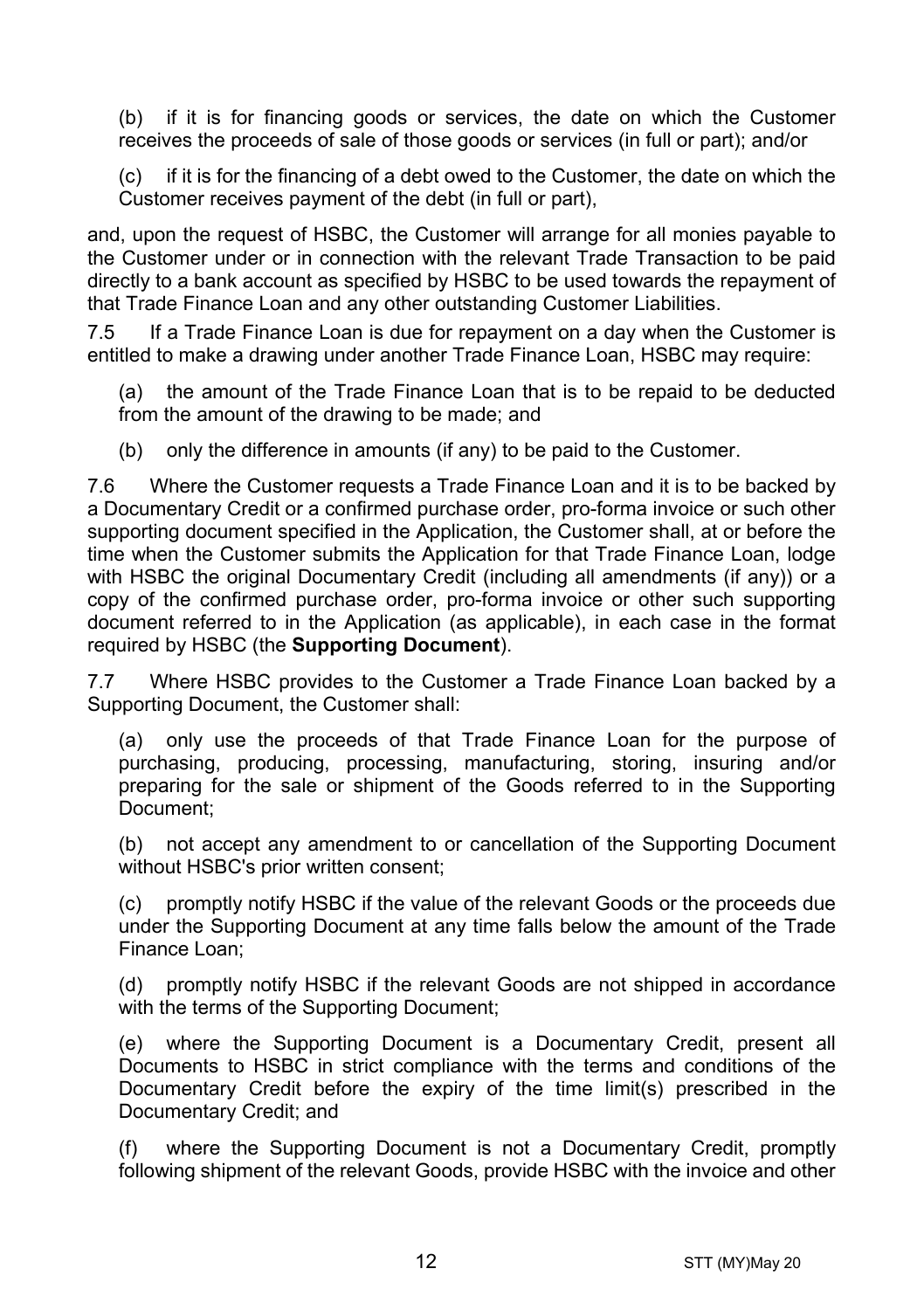(b) if it is for financing goods or services, the date on which the Customer receives the proceeds of sale of those goods or services (in full or part); and/or

(c) if it is for the financing of a debt owed to the Customer, the date on which the Customer receives payment of the debt (in full or part),

and, upon the request of HSBC, the Customer will arrange for all monies payable to the Customer under or in connection with the relevant Trade Transaction to be paid directly to a bank account as specified by HSBC to be used towards the repayment of that Trade Finance Loan and any other outstanding Customer Liabilities.

7.5 If a Trade Finance Loan is due for repayment on a day when the Customer is entitled to make a drawing under another Trade Finance Loan, HSBC may require:

(a) the amount of the Trade Finance Loan that is to be repaid to be deducted from the amount of the drawing to be made; and

(b) only the difference in amounts (if any) to be paid to the Customer.

7.6 Where the Customer requests a Trade Finance Loan and it is to be backed by a Documentary Credit or a confirmed purchase order, pro-forma invoice or such other supporting document specified in the Application, the Customer shall, at or before the time when the Customer submits the Application for that Trade Finance Loan, lodge with HSBC the original Documentary Credit (including all amendments (if any)) or a copy of the confirmed purchase order, pro-forma invoice or other such supporting document referred to in the Application (as applicable), in each case in the format required by HSBC (the **Supporting Document**).

7.7 Where HSBC provides to the Customer a Trade Finance Loan backed by a Supporting Document, the Customer shall:

(a) only use the proceeds of that Trade Finance Loan for the purpose of purchasing, producing, processing, manufacturing, storing, insuring and/or preparing for the sale or shipment of the Goods referred to in the Supporting Document;

(b) not accept any amendment to or cancellation of the Supporting Document without HSBC's prior written consent;

(c) promptly notify HSBC if the value of the relevant Goods or the proceeds due under the Supporting Document at any time falls below the amount of the Trade Finance Loan;

(d) promptly notify HSBC if the relevant Goods are not shipped in accordance with the terms of the Supporting Document;

(e) where the Supporting Document is a Documentary Credit, present all Documents to HSBC in strict compliance with the terms and conditions of the Documentary Credit before the expiry of the time limit(s) prescribed in the Documentary Credit; and

(f) where the Supporting Document is not a Documentary Credit, promptly following shipment of the relevant Goods, provide HSBC with the invoice and other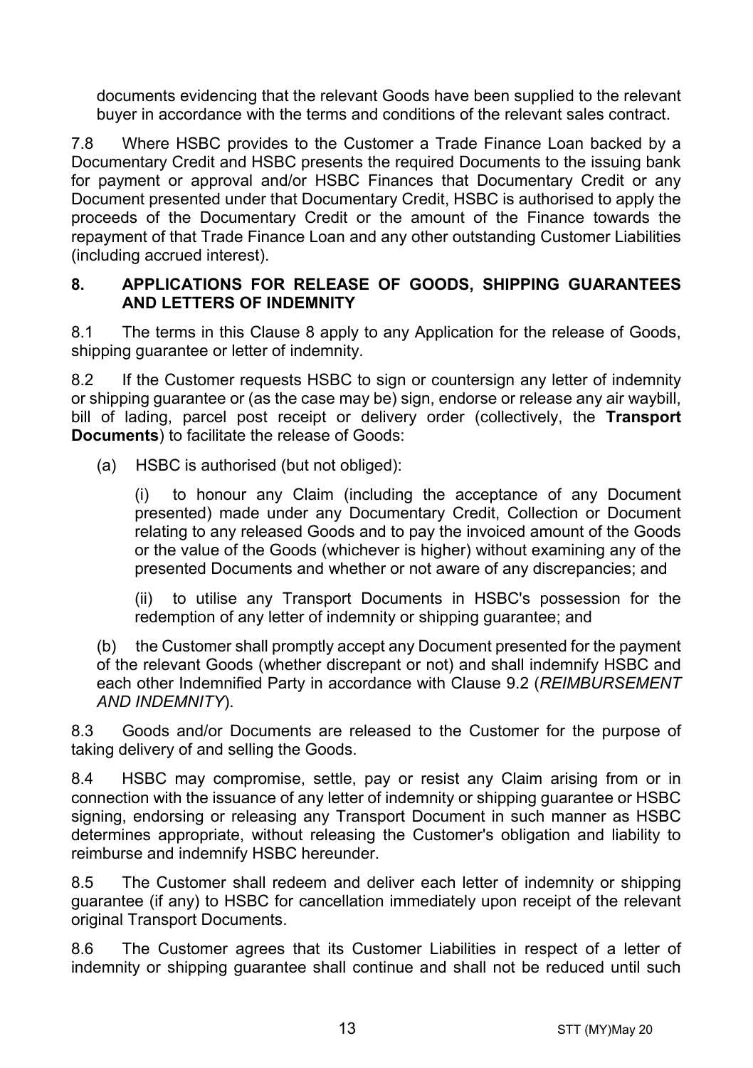documents evidencing that the relevant Goods have been supplied to the relevant buyer in accordance with the terms and conditions of the relevant sales contract.

7.8 Where HSBC provides to the Customer a Trade Finance Loan backed by a Documentary Credit and HSBC presents the required Documents to the issuing bank for payment or approval and/or HSBC Finances that Documentary Credit or any Document presented under that Documentary Credit, HSBC is authorised to apply the proceeds of the Documentary Credit or the amount of the Finance towards the repayment of that Trade Finance Loan and any other outstanding Customer Liabilities (including accrued interest).

## 8. APPLICATIONS FOR RELEASE OF GOODS, SHIPPING GUARANTEES AND LETTERS OF INDEMNITY

8.1 The terms in this Clause 8 apply to any Application for the release of Goods, shipping guarantee or letter of indemnity.

8.2 If the Customer requests HSBC to sign or countersign any letter of indemnity or shipping guarantee or (as the case may be) sign, endorse or release any air waybill, bill of lading, parcel post receipt or delivery order (collectively, the **Transport Documents**) to facilitate the release of Goods:

(a) HSBC is authorised (but not obliged):

(i) to honour any Claim (including the acceptance of any Document presented) made under any Documentary Credit, Collection or Document relating to any released Goods and to pay the invoiced amount of the Goods or the value of the Goods (whichever is higher) without examining any of the presented Documents and whether or not aware of any discrepancies; and

(ii) to utilise any Transport Documents in HSBC's possession for the redemption of any letter of indemnity or shipping guarantee; and

(b) the Customer shall promptly accept any Document presented for the payment of the relevant Goods (whether discrepant or not) and shall indemnify HSBC and each other Indemnified Party in accordance with Clause 9.2 (*REIMBURSEMENT AND INDEMNITY*).

8.3 Goods and/or Documents are released to the Customer for the purpose of taking delivery of and selling the Goods.

8.4 HSBC may compromise, settle, pay or resist any Claim arising from or in connection with the issuance of any letter of indemnity or shipping guarantee or HSBC signing, endorsing or releasing any Transport Document in such manner as HSBC determines appropriate, without releasing the Customer's obligation and liability to reimburse and indemnify HSBC hereunder.

8.5 The Customer shall redeem and deliver each letter of indemnity or shipping guarantee (if any) to HSBC for cancellation immediately upon receipt of the relevant original Transport Documents.

8.6 The Customer agrees that its Customer Liabilities in respect of a letter of indemnity or shipping guarantee shall continue and shall not be reduced until such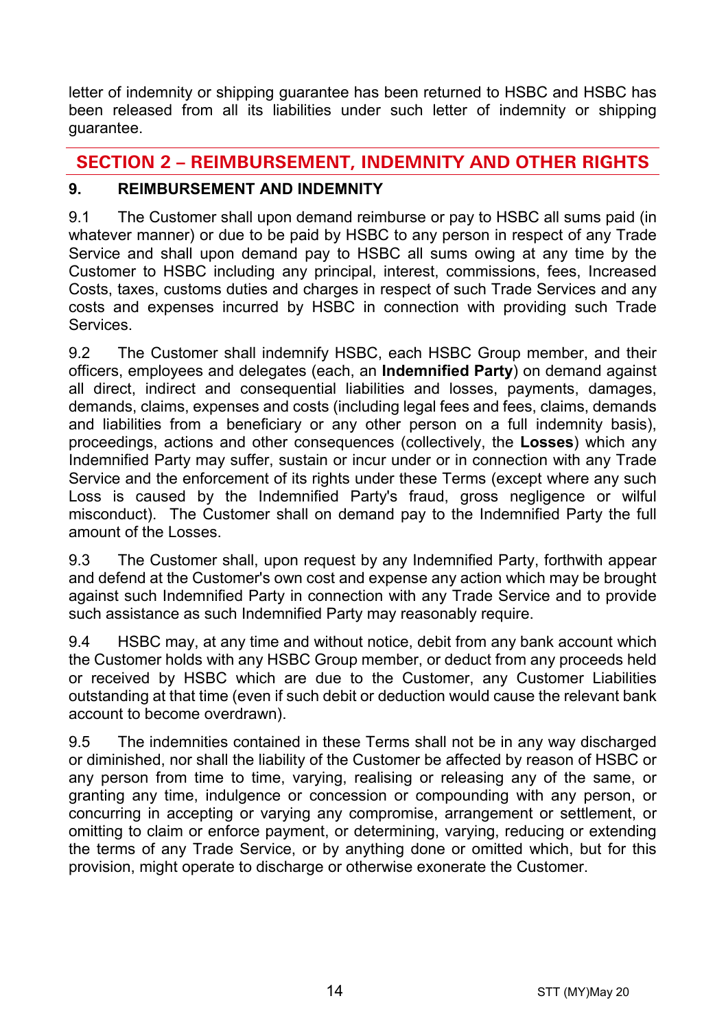letter of indemnity or shipping guarantee has been returned to HSBC and HSBC has been released from all its liabilities under such letter of indemnity or shipping guarantee.

## SECTION 2 – REIMBURSEMENT, INDEMNITY AND OTHER RIGHTS

### 9. REIMBURSEMENT AND INDEMNITY

9.1 The Customer shall upon demand reimburse or pay to HSBC all sums paid (in whatever manner) or due to be paid by HSBC to any person in respect of any Trade Service and shall upon demand pay to HSBC all sums owing at any time by the Customer to HSBC including any principal, interest, commissions, fees, Increased Costs, taxes, customs duties and charges in respect of such Trade Services and any costs and expenses incurred by HSBC in connection with providing such Trade Services.

9.2 The Customer shall indemnify HSBC, each HSBC Group member, and their officers, employees and delegates (each, an **Indemnified Party**) on demand against all direct, indirect and consequential liabilities and losses, payments, damages, demands, claims, expenses and costs (including legal fees and fees, claims, demands and liabilities from a beneficiary or any other person on a full indemnity basis), proceedings, actions and other consequences (collectively, the **Losses**) which any Indemnified Party may suffer, sustain or incur under or in connection with any Trade Service and the enforcement of its rights under these Terms (except where any such Loss is caused by the Indemnified Party's fraud, gross negligence or wilful misconduct). The Customer shall on demand pay to the Indemnified Party the full amount of the Losses.

9.3 The Customer shall, upon request by any Indemnified Party, forthwith appear and defend at the Customer's own cost and expense any action which may be brought against such Indemnified Party in connection with any Trade Service and to provide such assistance as such Indemnified Party may reasonably require.

9.4 HSBC may, at any time and without notice, debit from any bank account which the Customer holds with any HSBC Group member, or deduct from any proceeds held or received by HSBC which are due to the Customer, any Customer Liabilities outstanding at that time (even if such debit or deduction would cause the relevant bank account to become overdrawn).

9.5 The indemnities contained in these Terms shall not be in any way discharged or diminished, nor shall the liability of the Customer be affected by reason of HSBC or any person from time to time, varying, realising or releasing any of the same, or granting any time, indulgence or concession or compounding with any person, or concurring in accepting or varying any compromise, arrangement or settlement, or omitting to claim or enforce payment, or determining, varying, reducing or extending the terms of any Trade Service, or by anything done or omitted which, but for this provision, might operate to discharge or otherwise exonerate the Customer.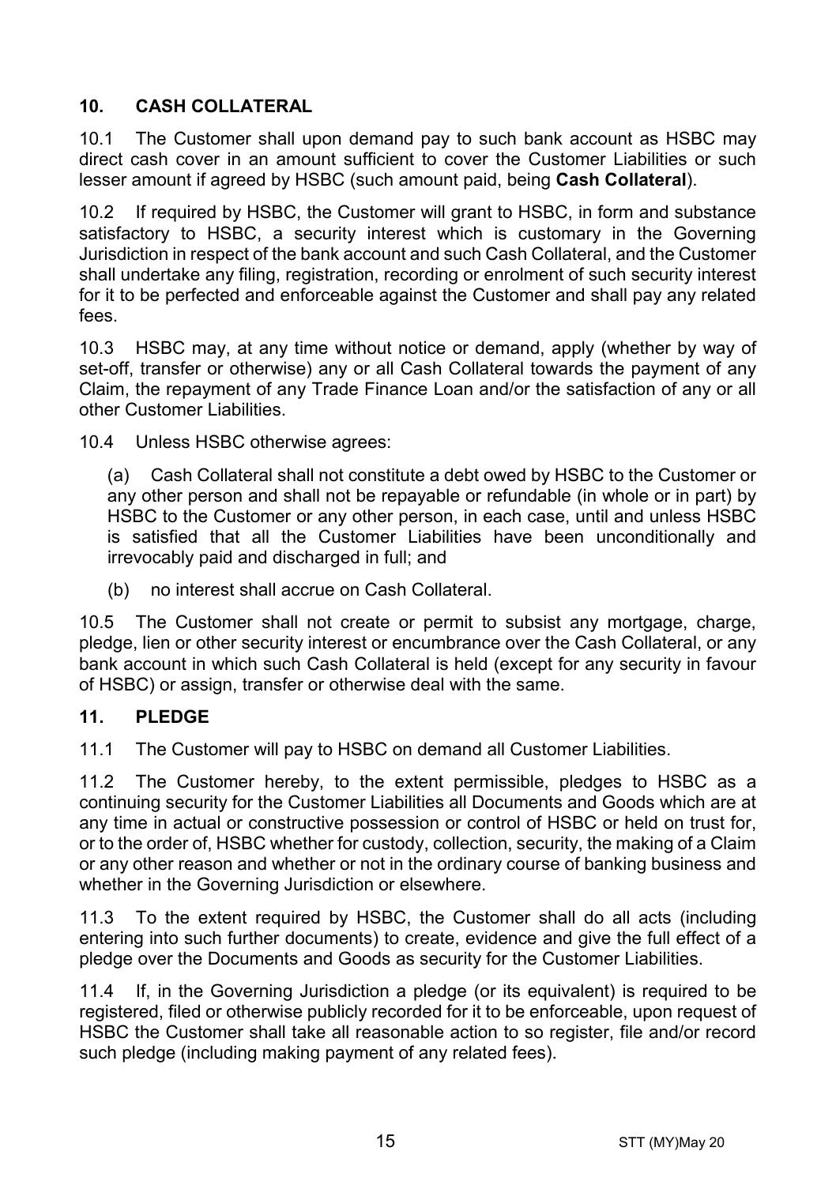## 10. CASH COLLATERAL

10.1 The Customer shall upon demand pay to such bank account as HSBC may direct cash cover in an amount sufficient to cover the Customer Liabilities or such lesser amount if agreed by HSBC (such amount paid, being **Cash Collateral**).

10.2 If required by HSBC, the Customer will grant to HSBC, in form and substance satisfactory to HSBC, a security interest which is customary in the Governing Jurisdiction in respect of the bank account and such Cash Collateral, and the Customer shall undertake any filing, registration, recording or enrolment of such security interest for it to be perfected and enforceable against the Customer and shall pay any related fees.

10.3 HSBC may, at any time without notice or demand, apply (whether by way of set-off, transfer or otherwise) any or all Cash Collateral towards the payment of any Claim, the repayment of any Trade Finance Loan and/or the satisfaction of any or all other Customer Liabilities.

10.4 Unless HSBC otherwise agrees:

(a) Cash Collateral shall not constitute a debt owed by HSBC to the Customer or any other person and shall not be repayable or refundable (in whole or in part) by HSBC to the Customer or any other person, in each case, until and unless HSBC is satisfied that all the Customer Liabilities have been unconditionally and irrevocably paid and discharged in full; and

(b) no interest shall accrue on Cash Collateral.

10.5 The Customer shall not create or permit to subsist any mortgage, charge, pledge, lien or other security interest or encumbrance over the Cash Collateral, or any bank account in which such Cash Collateral is held (except for any security in favour of HSBC) or assign, transfer or otherwise deal with the same.

## 11. PLEDGE

11.1 The Customer will pay to HSBC on demand all Customer Liabilities.

11.2 The Customer hereby, to the extent permissible, pledges to HSBC as a continuing security for the Customer Liabilities all Documents and Goods which are at any time in actual or constructive possession or control of HSBC or held on trust for, or to the order of, HSBC whether for custody, collection, security, the making of a Claim or any other reason and whether or not in the ordinary course of banking business and whether in the Governing Jurisdiction or elsewhere.

11.3 To the extent required by HSBC, the Customer shall do all acts (including entering into such further documents) to create, evidence and give the full effect of a pledge over the Documents and Goods as security for the Customer Liabilities.

11.4 If, in the Governing Jurisdiction a pledge (or its equivalent) is required to be registered, filed or otherwise publicly recorded for it to be enforceable, upon request of HSBC the Customer shall take all reasonable action to so register, file and/or record such pledge (including making payment of any related fees).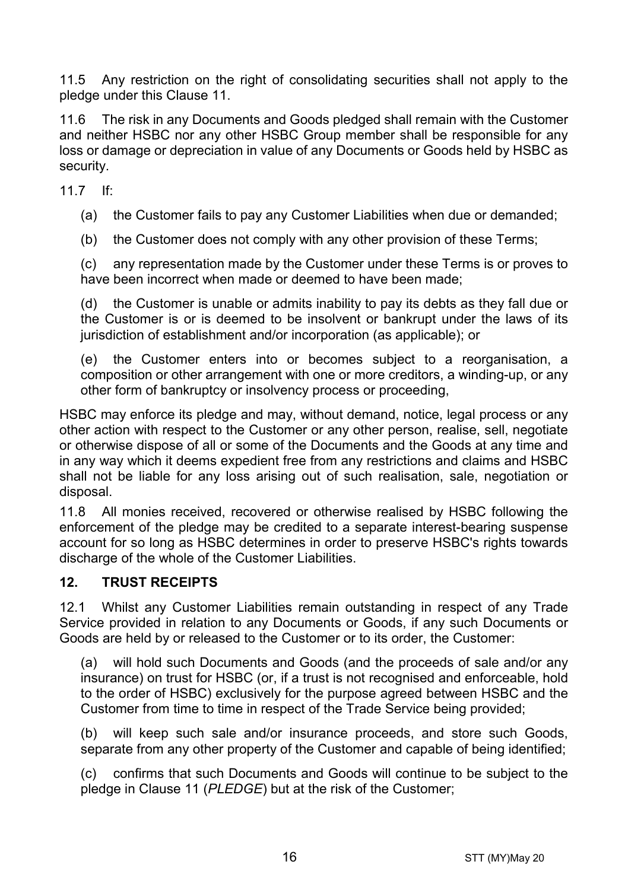11.5 Any restriction on the right of consolidating securities shall not apply to the pledge under this Clause 11.

11.6 The risk in any Documents and Goods pledged shall remain with the Customer and neither HSBC nor any other HSBC Group member shall be responsible for any loss or damage or depreciation in value of any Documents or Goods held by HSBC as security.

11.7 If:

(a) the Customer fails to pay any Customer Liabilities when due or demanded;

(b) the Customer does not comply with any other provision of these Terms;

(c) any representation made by the Customer under these Terms is or proves to have been incorrect when made or deemed to have been made;

(d) the Customer is unable or admits inability to pay its debts as they fall due or the Customer is or is deemed to be insolvent or bankrupt under the laws of its jurisdiction of establishment and/or incorporation (as applicable); or

(e) the Customer enters into or becomes subject to a reorganisation, a composition or other arrangement with one or more creditors, a winding-up, or any other form of bankruptcy or insolvency process or proceeding,

HSBC may enforce its pledge and may, without demand, notice, legal process or any other action with respect to the Customer or any other person, realise, sell, negotiate or otherwise dispose of all or some of the Documents and the Goods at any time and in any way which it deems expedient free from any restrictions and claims and HSBC shall not be liable for any loss arising out of such realisation, sale, negotiation or disposal.

11.8 All monies received, recovered or otherwise realised by HSBC following the enforcement of the pledge may be credited to a separate interest-bearing suspense account for so long as HSBC determines in order to preserve HSBC's rights towards discharge of the whole of the Customer Liabilities.

## 12. TRUST RECEIPTS

12.1 Whilst any Customer Liabilities remain outstanding in respect of any Trade Service provided in relation to any Documents or Goods, if any such Documents or Goods are held by or released to the Customer or to its order, the Customer:

(a) will hold such Documents and Goods (and the proceeds of sale and/or any insurance) on trust for HSBC (or, if a trust is not recognised and enforceable, hold to the order of HSBC) exclusively for the purpose agreed between HSBC and the Customer from time to time in respect of the Trade Service being provided;

(b) will keep such sale and/or insurance proceeds, and store such Goods, separate from any other property of the Customer and capable of being identified;

(c) confirms that such Documents and Goods will continue to be subject to the pledge in Clause 11 (*PLEDGE*) but at the risk of the Customer;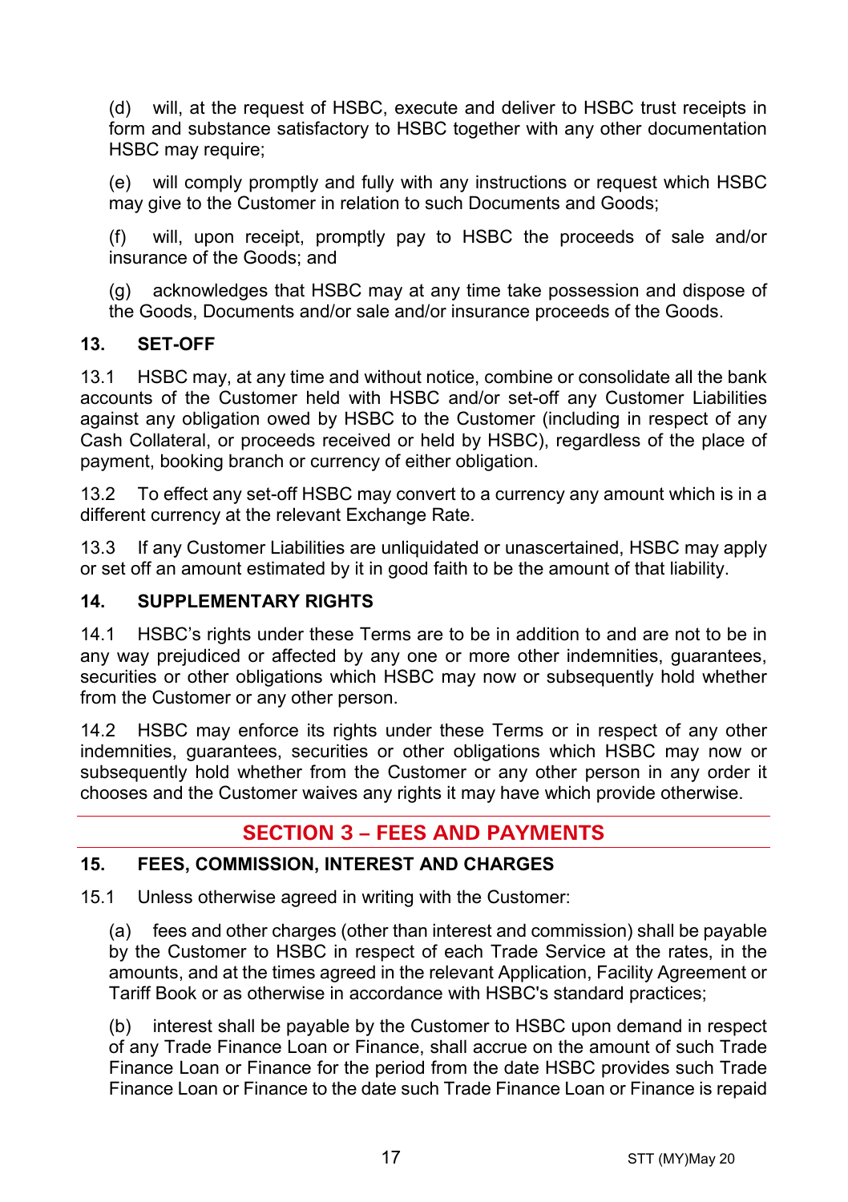(d) will, at the request of HSBC, execute and deliver to HSBC trust receipts in form and substance satisfactory to HSBC together with any other documentation HSBC may require;

(e) will comply promptly and fully with any instructions or request which HSBC may give to the Customer in relation to such Documents and Goods;

(f) will, upon receipt, promptly pay to HSBC the proceeds of sale and/or insurance of the Goods; and

(g) acknowledges that HSBC may at any time take possession and dispose of the Goods, Documents and/or sale and/or insurance proceeds of the Goods.

### 13. SET-OFF

13.1 HSBC may, at any time and without notice, combine or consolidate all the bank accounts of the Customer held with HSBC and/or set-off any Customer Liabilities against any obligation owed by HSBC to the Customer (including in respect of any Cash Collateral, or proceeds received or held by HSBC), regardless of the place of payment, booking branch or currency of either obligation.

13.2 To effect any set-off HSBC may convert to a currency any amount which is in a different currency at the relevant Exchange Rate.

13.3 If any Customer Liabilities are unliquidated or unascertained, HSBC may apply or set off an amount estimated by it in good faith to be the amount of that liability.

### 14. SUPPLEMENTARY RIGHTS

14.1 HSBC's rights under these Terms are to be in addition to and are not to be in any way prejudiced or affected by any one or more other indemnities, guarantees, securities or other obligations which HSBC may now or subsequently hold whether from the Customer or any other person.

14.2 HSBC may enforce its rights under these Terms or in respect of any other indemnities, guarantees, securities or other obligations which HSBC may now or subsequently hold whether from the Customer or any other person in any order it chooses and the Customer waives any rights it may have which provide otherwise.

## SECTION 3 – FEES AND PAYMENTS

### 15. FEES, COMMISSION, INTEREST AND CHARGES

15.1 Unless otherwise agreed in writing with the Customer:

(a) fees and other charges (other than interest and commission) shall be payable by the Customer to HSBC in respect of each Trade Service at the rates, in the amounts, and at the times agreed in the relevant Application, Facility Agreement or Tariff Book or as otherwise in accordance with HSBC's standard practices;

(b) interest shall be payable by the Customer to HSBC upon demand in respect of any Trade Finance Loan or Finance, shall accrue on the amount of such Trade Finance Loan or Finance for the period from the date HSBC provides such Trade Finance Loan or Finance to the date such Trade Finance Loan or Finance is repaid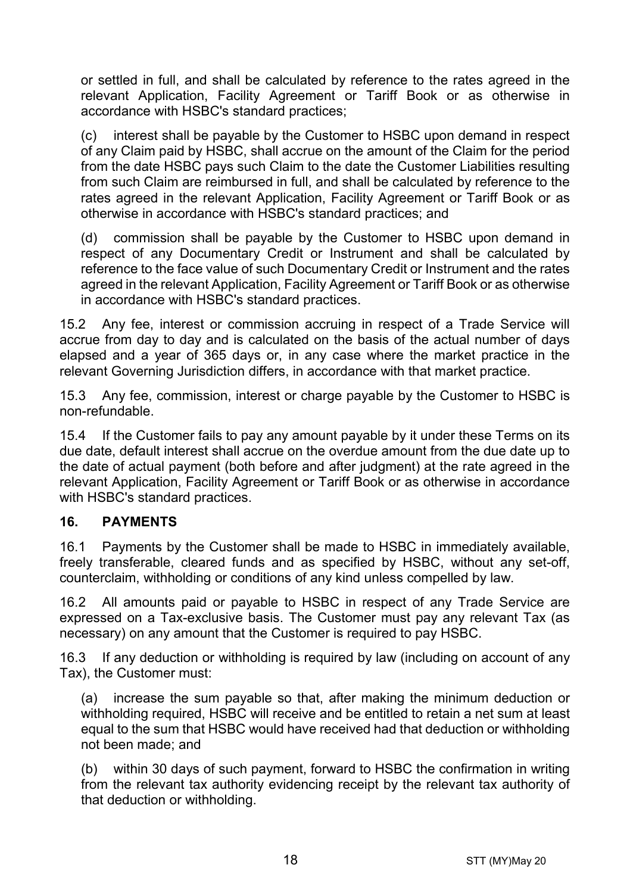or settled in full, and shall be calculated by reference to the rates agreed in the relevant Application, Facility Agreement or Tariff Book or as otherwise in accordance with HSBC's standard practices;

(c) interest shall be payable by the Customer to HSBC upon demand in respect of any Claim paid by HSBC, shall accrue on the amount of the Claim for the period from the date HSBC pays such Claim to the date the Customer Liabilities resulting from such Claim are reimbursed in full, and shall be calculated by reference to the rates agreed in the relevant Application, Facility Agreement or Tariff Book or as otherwise in accordance with HSBC's standard practices; and

(d) commission shall be payable by the Customer to HSBC upon demand in respect of any Documentary Credit or Instrument and shall be calculated by reference to the face value of such Documentary Credit or Instrument and the rates agreed in the relevant Application, Facility Agreement or Tariff Book or as otherwise in accordance with HSBC's standard practices.

15.2 Any fee, interest or commission accruing in respect of a Trade Service will accrue from day to day and is calculated on the basis of the actual number of days elapsed and a year of 365 days or, in any case where the market practice in the relevant Governing Jurisdiction differs, in accordance with that market practice.

15.3 Any fee, commission, interest or charge payable by the Customer to HSBC is non-refundable.

15.4 If the Customer fails to pay any amount payable by it under these Terms on its due date, default interest shall accrue on the overdue amount from the due date up to the date of actual payment (both before and after judgment) at the rate agreed in the relevant Application, Facility Agreement or Tariff Book or as otherwise in accordance with HSBC's standard practices.

## 16. PAYMENTS

16.1 Payments by the Customer shall be made to HSBC in immediately available, freely transferable, cleared funds and as specified by HSBC, without any set-off, counterclaim, withholding or conditions of any kind unless compelled by law.

16.2 All amounts paid or payable to HSBC in respect of any Trade Service are expressed on a Tax-exclusive basis. The Customer must pay any relevant Tax (as necessary) on any amount that the Customer is required to pay HSBC.

16.3 If any deduction or withholding is required by law (including on account of any Tax), the Customer must:

(a) increase the sum payable so that, after making the minimum deduction or withholding required, HSBC will receive and be entitled to retain a net sum at least equal to the sum that HSBC would have received had that deduction or withholding not been made; and

(b) within 30 days of such payment, forward to HSBC the confirmation in writing from the relevant tax authority evidencing receipt by the relevant tax authority of that deduction or withholding.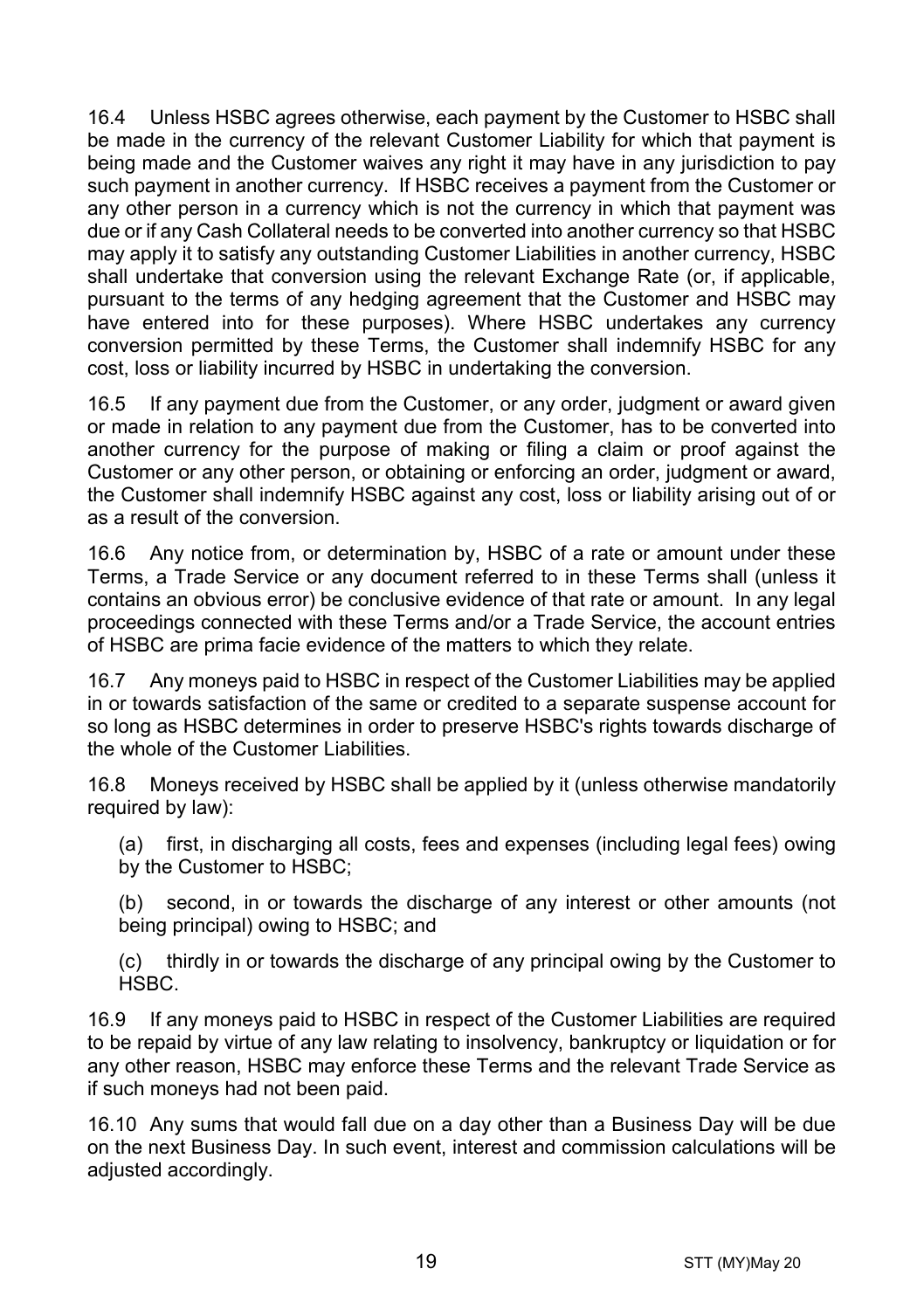16.4 Unless HSBC agrees otherwise, each payment by the Customer to HSBC shall be made in the currency of the relevant Customer Liability for which that payment is being made and the Customer waives any right it may have in any jurisdiction to pay such payment in another currency. If HSBC receives a payment from the Customer or any other person in a currency which is not the currency in which that payment was due or if any Cash Collateral needs to be converted into another currency so that HSBC may apply it to satisfy any outstanding Customer Liabilities in another currency, HSBC shall undertake that conversion using the relevant Exchange Rate (or, if applicable, pursuant to the terms of any hedging agreement that the Customer and HSBC may have entered into for these purposes). Where HSBC undertakes any currency conversion permitted by these Terms, the Customer shall indemnify HSBC for any cost, loss or liability incurred by HSBC in undertaking the conversion.

16.5 If any payment due from the Customer, or any order, judgment or award given or made in relation to any payment due from the Customer, has to be converted into another currency for the purpose of making or filing a claim or proof against the Customer or any other person, or obtaining or enforcing an order, judgment or award, the Customer shall indemnify HSBC against any cost, loss or liability arising out of or as a result of the conversion.

16.6 Any notice from, or determination by, HSBC of a rate or amount under these Terms, a Trade Service or any document referred to in these Terms shall (unless it contains an obvious error) be conclusive evidence of that rate or amount. In any legal proceedings connected with these Terms and/or a Trade Service, the account entries of HSBC are prima facie evidence of the matters to which they relate.

16.7 Any moneys paid to HSBC in respect of the Customer Liabilities may be applied in or towards satisfaction of the same or credited to a separate suspense account for so long as HSBC determines in order to preserve HSBC's rights towards discharge of the whole of the Customer Liabilities.

16.8 Moneys received by HSBC shall be applied by it (unless otherwise mandatorily required by law):

(a) first, in discharging all costs, fees and expenses (including legal fees) owing by the Customer to HSBC;

(b) second, in or towards the discharge of any interest or other amounts (not being principal) owing to HSBC; and

(c) thirdly in or towards the discharge of any principal owing by the Customer to HSBC.

16.9 If any moneys paid to HSBC in respect of the Customer Liabilities are required to be repaid by virtue of any law relating to insolvency, bankruptcy or liquidation or for any other reason, HSBC may enforce these Terms and the relevant Trade Service as if such moneys had not been paid.

16.10 Any sums that would fall due on a day other than a Business Day will be due on the next Business Day. In such event, interest and commission calculations will be adjusted accordingly.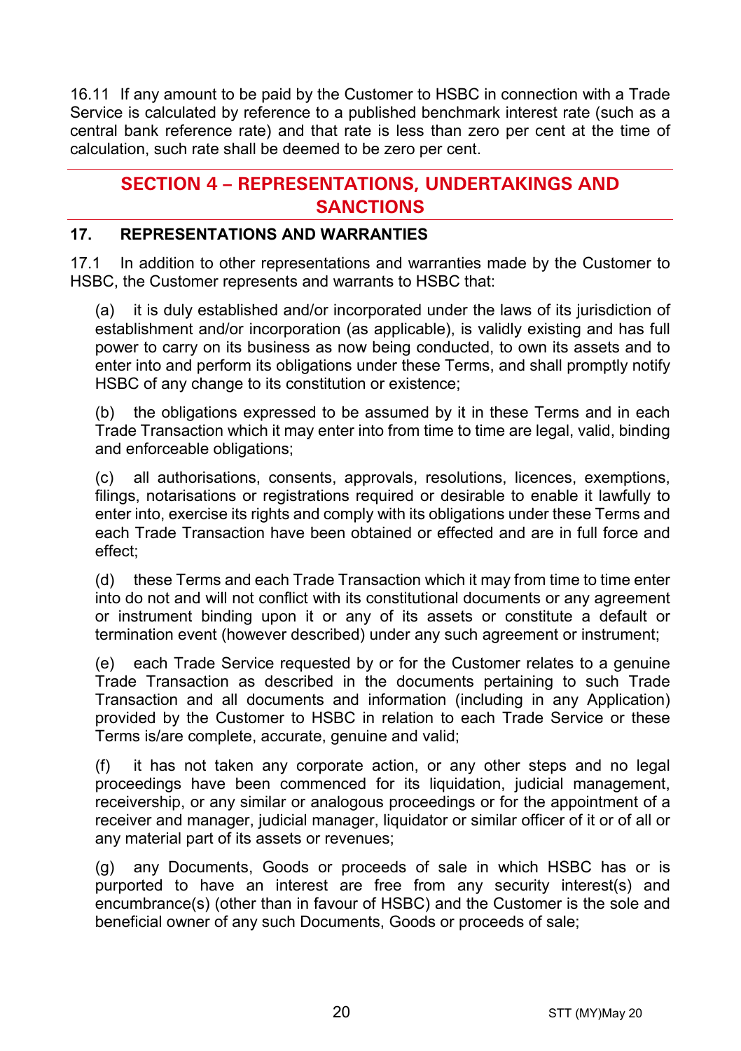16.11 If any amount to be paid by the Customer to HSBC in connection with a Trade Service is calculated by reference to a published benchmark interest rate (such as a central bank reference rate) and that rate is less than zero per cent at the time of calculation, such rate shall be deemed to be zero per cent.

## SECTION 4 – REPRESENTATIONS, UNDERTAKINGS AND SANCTIONS

### 17. REPRESENTATIONS AND WARRANTIES

17.1 In addition to other representations and warranties made by the Customer to HSBC, the Customer represents and warrants to HSBC that:

(a) it is duly established and/or incorporated under the laws of its jurisdiction of establishment and/or incorporation (as applicable), is validly existing and has full power to carry on its business as now being conducted, to own its assets and to enter into and perform its obligations under these Terms, and shall promptly notify HSBC of any change to its constitution or existence;

(b) the obligations expressed to be assumed by it in these Terms and in each Trade Transaction which it may enter into from time to time are legal, valid, binding and enforceable obligations;

(c) all authorisations, consents, approvals, resolutions, licences, exemptions, filings, notarisations or registrations required or desirable to enable it lawfully to enter into, exercise its rights and comply with its obligations under these Terms and each Trade Transaction have been obtained or effected and are in full force and effect;

(d) these Terms and each Trade Transaction which it may from time to time enter into do not and will not conflict with its constitutional documents or any agreement or instrument binding upon it or any of its assets or constitute a default or termination event (however described) under any such agreement or instrument;

(e) each Trade Service requested by or for the Customer relates to a genuine Trade Transaction as described in the documents pertaining to such Trade Transaction and all documents and information (including in any Application) provided by the Customer to HSBC in relation to each Trade Service or these Terms is/are complete, accurate, genuine and valid;

(f) it has not taken any corporate action, or any other steps and no legal proceedings have been commenced for its liquidation, judicial management, receivership, or any similar or analogous proceedings or for the appointment of a receiver and manager, judicial manager, liquidator or similar officer of it or of all or any material part of its assets or revenues;

(g) any Documents, Goods or proceeds of sale in which HSBC has or is purported to have an interest are free from any security interest(s) and encumbrance(s) (other than in favour of HSBC) and the Customer is the sole and beneficial owner of any such Documents, Goods or proceeds of sale;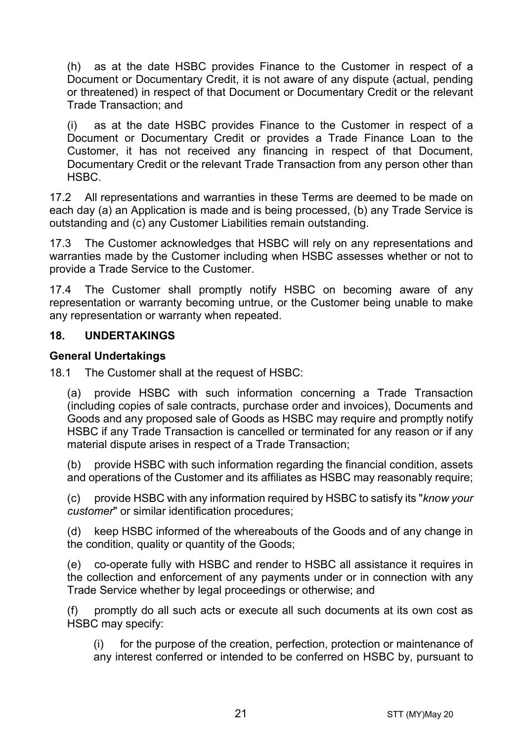(h) as at the date HSBC provides Finance to the Customer in respect of a Document or Documentary Credit, it is not aware of any dispute (actual, pending or threatened) in respect of that Document or Documentary Credit or the relevant Trade Transaction; and

(i) as at the date HSBC provides Finance to the Customer in respect of a Document or Documentary Credit or provides a Trade Finance Loan to the Customer, it has not received any financing in respect of that Document, Documentary Credit or the relevant Trade Transaction from any person other than HSBC.

17.2 All representations and warranties in these Terms are deemed to be made on each day (a) an Application is made and is being processed, (b) any Trade Service is outstanding and (c) any Customer Liabilities remain outstanding.

17.3 The Customer acknowledges that HSBC will rely on any representations and warranties made by the Customer including when HSBC assesses whether or not to provide a Trade Service to the Customer.

17.4 The Customer shall promptly notify HSBC on becoming aware of any representation or warranty becoming untrue, or the Customer being unable to make any representation or warranty when repeated.

## 18. UNDERTAKINGS

### General Undertakings

18.1 The Customer shall at the request of HSBC:

(a) provide HSBC with such information concerning a Trade Transaction (including copies of sale contracts, purchase order and invoices), Documents and Goods and any proposed sale of Goods as HSBC may require and promptly notify HSBC if any Trade Transaction is cancelled or terminated for any reason or if any material dispute arises in respect of a Trade Transaction;

(b) provide HSBC with such information regarding the financial condition, assets and operations of the Customer and its affiliates as HSBC may reasonably require;

(c) provide HSBC with any information required by HSBC to satisfy its "*know your customer*" or similar identification procedures;

(d) keep HSBC informed of the whereabouts of the Goods and of any change in the condition, quality or quantity of the Goods;

(e) co-operate fully with HSBC and render to HSBC all assistance it requires in the collection and enforcement of any payments under or in connection with any Trade Service whether by legal proceedings or otherwise; and

(f) promptly do all such acts or execute all such documents at its own cost as HSBC may specify:

(i) for the purpose of the creation, perfection, protection or maintenance of any interest conferred or intended to be conferred on HSBC by, pursuant to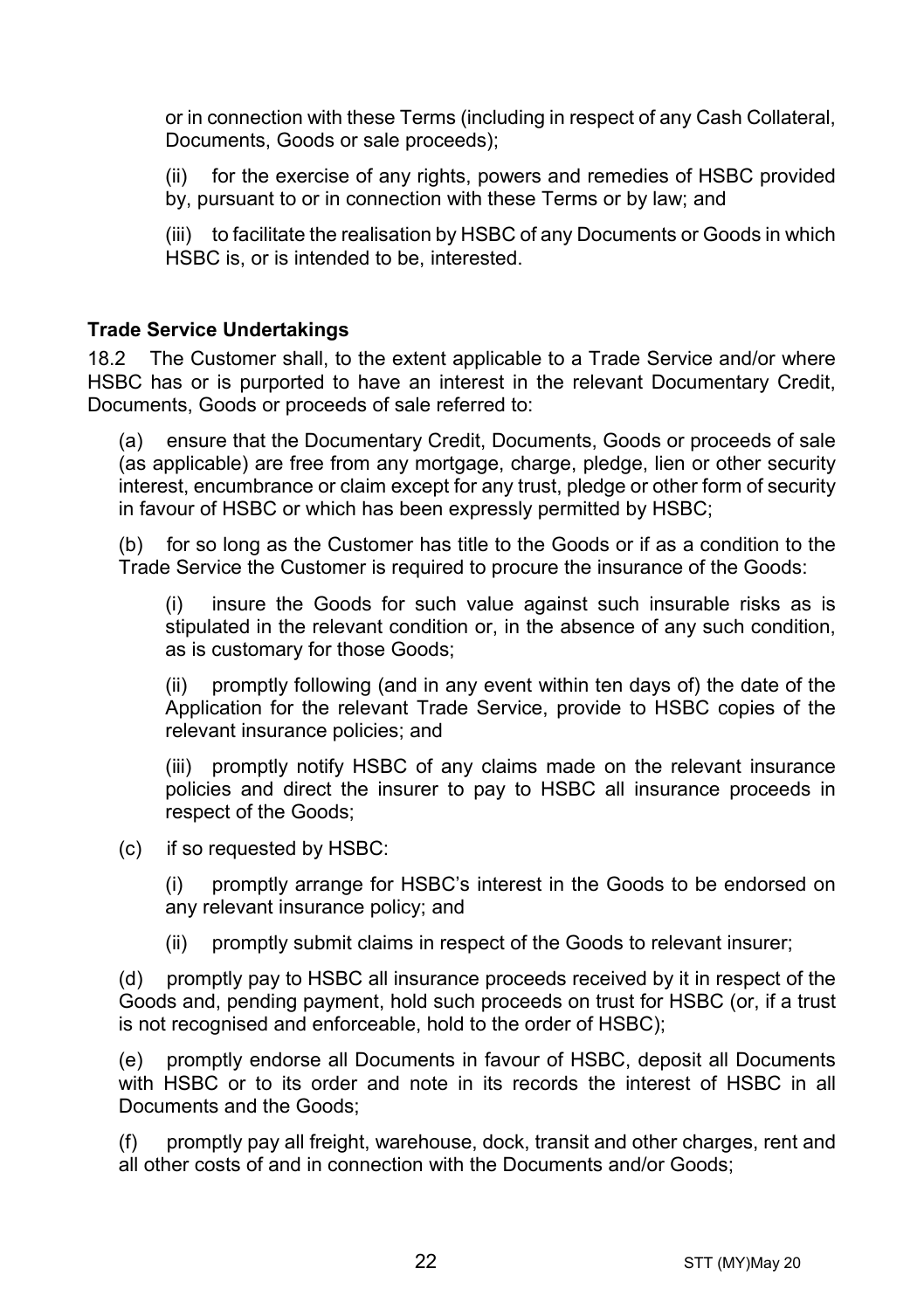or in connection with these Terms (including in respect of any Cash Collateral, Documents, Goods or sale proceeds);

(ii) for the exercise of any rights, powers and remedies of HSBC provided by, pursuant to or in connection with these Terms or by law; and

(iii) to facilitate the realisation by HSBC of any Documents or Goods in which HSBC is, or is intended to be, interested.

**Trade Service Undertakings**

18.2 The Customer shall, to the extent applicable to a Trade Service and/or where HSBC has or is purported to have an interest in the relevant Documentary Credit, Documents, Goods or proceeds of sale referred to:

(a) ensure that the Documentary Credit, Documents, Goods or proceeds of sale (as applicable) are free from any mortgage, charge, pledge, lien or other security interest, encumbrance or claim except for any trust, pledge or other form of security in favour of HSBC or which has been expressly permitted by HSBC;

(b) for so long as the Customer has title to the Goods or if as a condition to the Trade Service the Customer is required to procure the insurance of the Goods:

(i) insure the Goods for such value against such insurable risks as is stipulated in the relevant condition or, in the absence of any such condition, as is customary for those Goods;

(ii) promptly following (and in any event within ten days of) the date of the Application for the relevant Trade Service, provide to HSBC copies of the relevant insurance policies; and

(iii) promptly notify HSBC of any claims made on the relevant insurance policies and direct the insurer to pay to HSBC all insurance proceeds in respect of the Goods;

(c) if so requested by HSBC:

(i) promptly arrange for HSBC's interest in the Goods to be endorsed on any relevant insurance policy; and

(ii) promptly submit claims in respect of the Goods to relevant insurer;

(d) promptly pay to HSBC all insurance proceeds received by it in respect of the Goods and, pending payment, hold such proceeds on trust for HSBC (or, if a trust is not recognised and enforceable, hold to the order of HSBC);

(e) promptly endorse all Documents in favour of HSBC, deposit all Documents with HSBC or to its order and note in its records the interest of HSBC in all Documents and the Goods;

(f) promptly pay all freight, warehouse, dock, transit and other charges, rent and all other costs of and in connection with the Documents and/or Goods;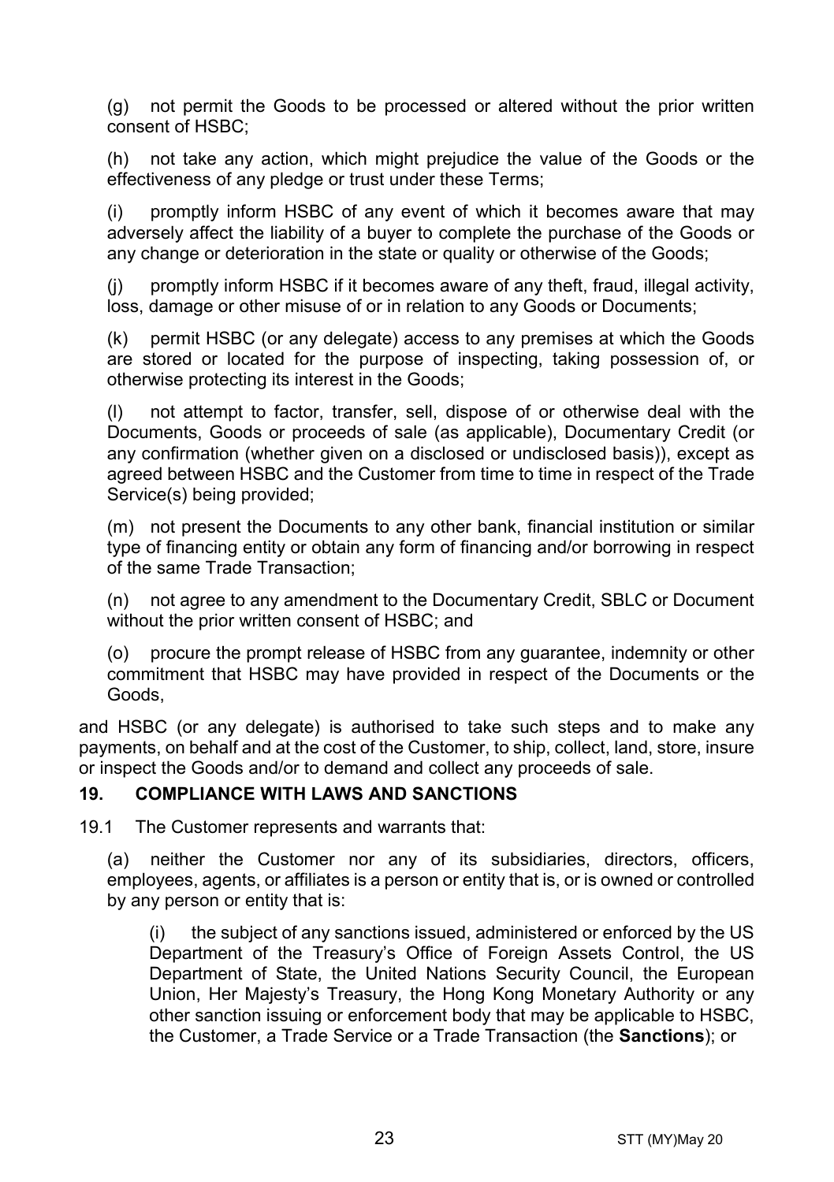(g) not permit the Goods to be processed or altered without the prior written consent of HSBC;

(h) not take any action, which might prejudice the value of the Goods or the effectiveness of any pledge or trust under these Terms;

(i) promptly inform HSBC of any event of which it becomes aware that may adversely affect the liability of a buyer to complete the purchase of the Goods or any change or deterioration in the state or quality or otherwise of the Goods;

(j) promptly inform HSBC if it becomes aware of any theft, fraud, illegal activity, loss, damage or other misuse of or in relation to any Goods or Documents;

(k) permit HSBC (or any delegate) access to any premises at which the Goods are stored or located for the purpose of inspecting, taking possession of, or otherwise protecting its interest in the Goods;

(l) not attempt to factor, transfer, sell, dispose of or otherwise deal with the Documents, Goods or proceeds of sale (as applicable), Documentary Credit (or any confirmation (whether given on a disclosed or undisclosed basis)), except as agreed between HSBC and the Customer from time to time in respect of the Trade Service(s) being provided;

(m) not present the Documents to any other bank, financial institution or similar type of financing entity or obtain any form of financing and/or borrowing in respect of the same Trade Transaction;

(n) not agree to any amendment to the Documentary Credit, SBLC or Document without the prior written consent of HSBC; and

(o) procure the prompt release of HSBC from any guarantee, indemnity or other commitment that HSBC may have provided in respect of the Documents or the Goods,

and HSBC (or any delegate) is authorised to take such steps and to make any payments, on behalf and at the cost of the Customer, to ship, collect, land, store, insure or inspect the Goods and/or to demand and collect any proceeds of sale.

## 19. COMPLIANCE WITH LAWS AND SANCTIONS

19.1 The Customer represents and warrants that:

(a) neither the Customer nor any of its subsidiaries, directors, officers, employees, agents, or affiliates is a person or entity that is, or is owned or controlled by any person or entity that is:

(i) the subject of any sanctions issued, administered or enforced by the US Department of the Treasury's Office of Foreign Assets Control, the US Department of State, the United Nations Security Council, the European Union, Her Majesty's Treasury, the Hong Kong Monetary Authority or any other sanction issuing or enforcement body that may be applicable to HSBC, the Customer, a Trade Service or a Trade Transaction (the **Sanctions**); or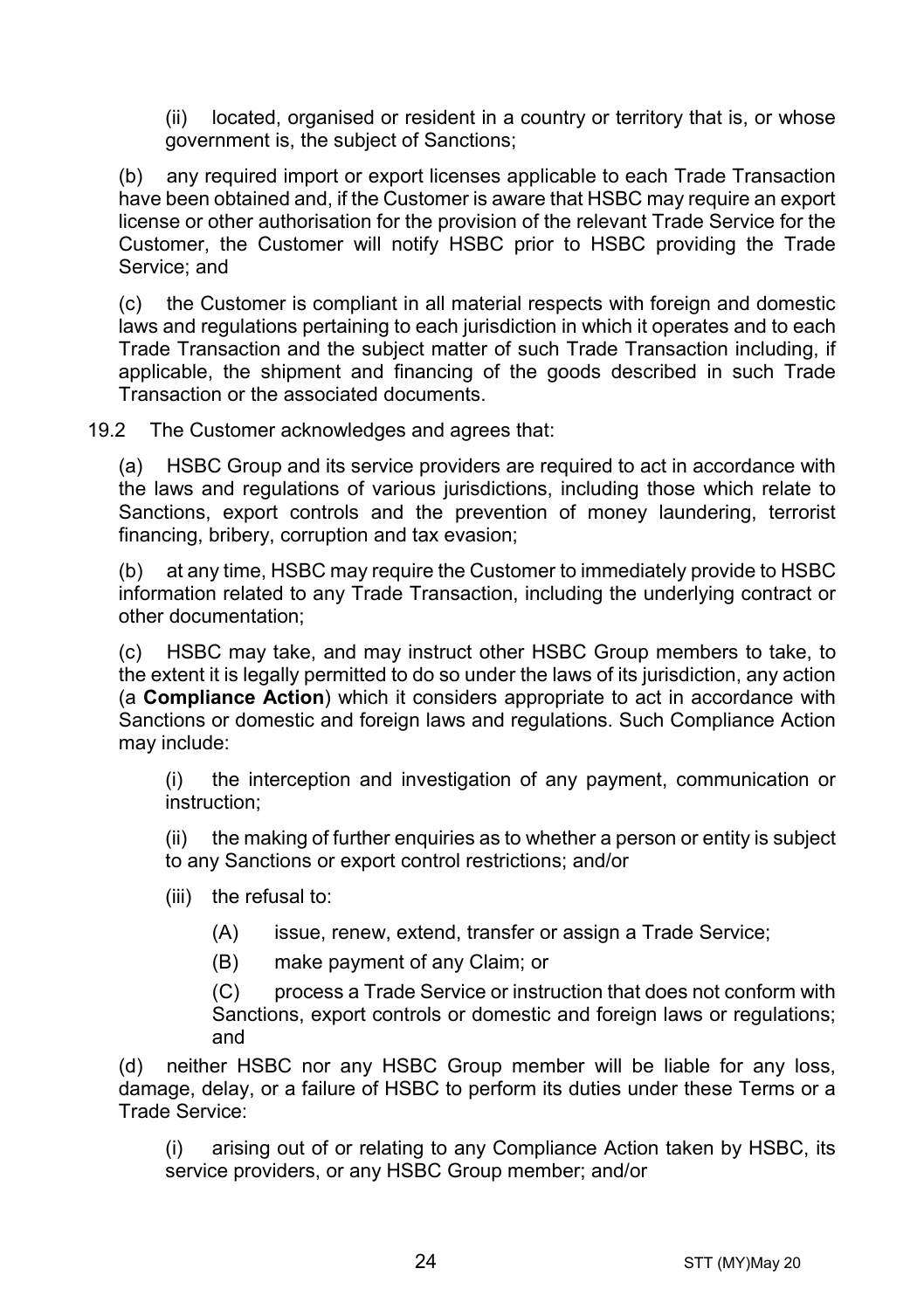(ii) located, organised or resident in a country or territory that is, or whose government is, the subject of Sanctions;

(b) any required import or export licenses applicable to each Trade Transaction have been obtained and, if the Customer is aware that HSBC may require an export license or other authorisation for the provision of the relevant Trade Service for the Customer, the Customer will notify HSBC prior to HSBC providing the Trade Service; and

(c) the Customer is compliant in all material respects with foreign and domestic laws and regulations pertaining to each jurisdiction in which it operates and to each Trade Transaction and the subject matter of such Trade Transaction including, if applicable, the shipment and financing of the goods described in such Trade Transaction or the associated documents.

19.2 The Customer acknowledges and agrees that:

(a) HSBC Group and its service providers are required to act in accordance with the laws and regulations of various jurisdictions, including those which relate to Sanctions, export controls and the prevention of money laundering, terrorist financing, bribery, corruption and tax evasion;

(b) at any time, HSBC may require the Customer to immediately provide to HSBC information related to any Trade Transaction, including the underlying contract or other documentation;

(c) HSBC may take, and may instruct other HSBC Group members to take, to the extent it is legally permitted to do so under the laws of its jurisdiction, any action (a **Compliance Action**) which it considers appropriate to act in accordance with Sanctions or domestic and foreign laws and regulations. Such Compliance Action may include:

(i) the interception and investigation of any payment, communication or instruction;

(ii) the making of further enquiries as to whether a person or entity is subject to any Sanctions or export control restrictions; and/or

(iii) the refusal to:

(A) issue, renew, extend, transfer or assign a Trade Service;

(B) make payment of any Claim; or

(C) process a Trade Service or instruction that does not conform with Sanctions, export controls or domestic and foreign laws or regulations; and

(d) neither HSBC nor any HSBC Group member will be liable for any loss, damage, delay, or a failure of HSBC to perform its duties under these Terms or a Trade Service:

(i) arising out of or relating to any Compliance Action taken by HSBC, its service providers, or any HSBC Group member; and/or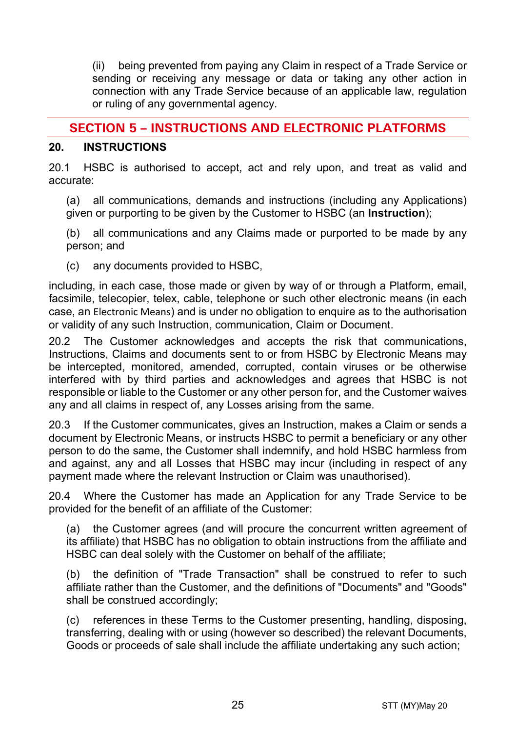(ii) being prevented from paying any Claim in respect of a Trade Service or sending or receiving any message or data or taking any other action in connection with any Trade Service because of an applicable law, regulation or ruling of any governmental agency.

## SECTION 5 – INSTRUCTIONS AND ELECTRONIC PLATFORMS

### 20. INSTRUCTIONS

20.1 HSBC is authorised to accept, act and rely upon, and treat as valid and accurate:

(a) all communications, demands and instructions (including any Applications) given or purporting to be given by the Customer to HSBC (an **Instruction**);

(b) all communications and any Claims made or purported to be made by any person; and

(c) any documents provided to HSBC,

including, in each case, those made or given by way of or through a Platform, email, facsimile, telecopier, telex, cable, telephone or such other electronic means (in each case, an Electronic Means) and is under no obligation to enquire as to the authorisation or validity of any such Instruction, communication, Claim or Document.

20.2 The Customer acknowledges and accepts the risk that communications, Instructions, Claims and documents sent to or from HSBC by Electronic Means may be intercepted, monitored, amended, corrupted, contain viruses or be otherwise interfered with by third parties and acknowledges and agrees that HSBC is not responsible or liable to the Customer or any other person for, and the Customer waives any and all claims in respect of, any Losses arising from the same.

20.3 If the Customer communicates, gives an Instruction, makes a Claim or sends a document by Electronic Means, or instructs HSBC to permit a beneficiary or any other person to do the same, the Customer shall indemnify, and hold HSBC harmless from and against, any and all Losses that HSBC may incur (including in respect of any payment made where the relevant Instruction or Claim was unauthorised).

20.4 Where the Customer has made an Application for any Trade Service to be provided for the benefit of an affiliate of the Customer:

(a) the Customer agrees (and will procure the concurrent written agreement of its affiliate) that HSBC has no obligation to obtain instructions from the affiliate and HSBC can deal solely with the Customer on behalf of the affiliate;

(b) the definition of "Trade Transaction" shall be construed to refer to such affiliate rather than the Customer, and the definitions of "Documents" and "Goods" shall be construed accordingly;

(c) references in these Terms to the Customer presenting, handling, disposing, transferring, dealing with or using (however so described) the relevant Documents, Goods or proceeds of sale shall include the affiliate undertaking any such action;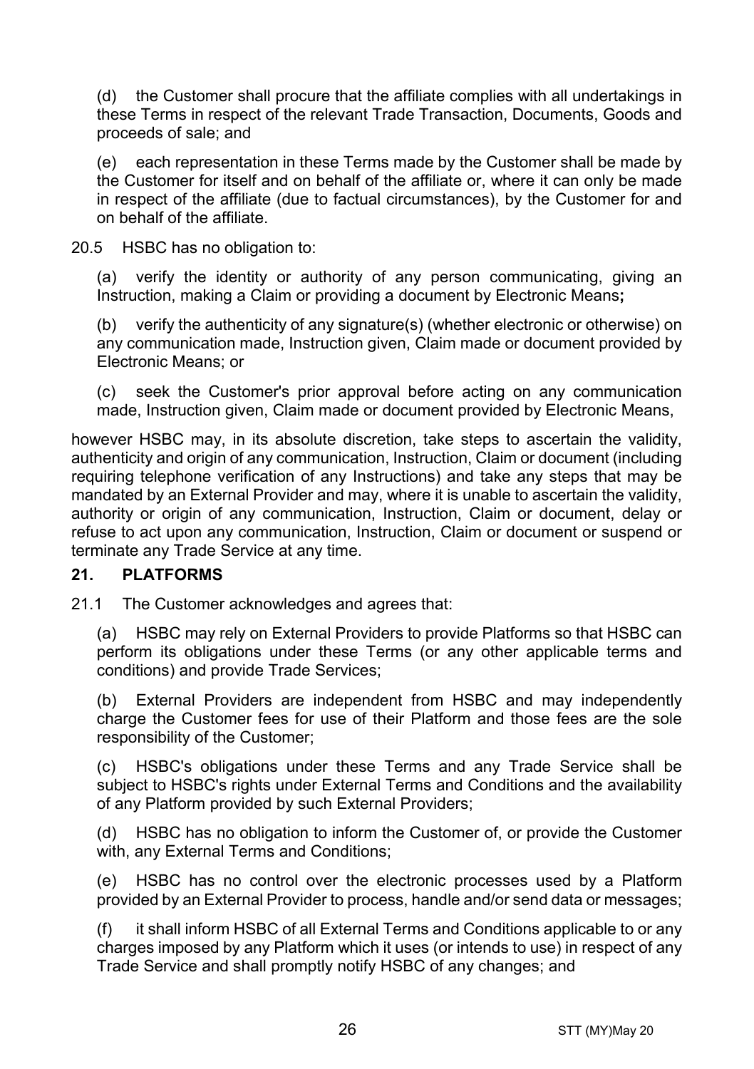(d) the Customer shall procure that the affiliate complies with all undertakings in these Terms in respect of the relevant Trade Transaction, Documents, Goods and proceeds of sale; and

(e) each representation in these Terms made by the Customer shall be made by the Customer for itself and on behalf of the affiliate or, where it can only be made in respect of the affiliate (due to factual circumstances), by the Customer for and on behalf of the affiliate.

20.5 HSBC has no obligation to:

(a) verify the identity or authority of any person communicating, giving an Instruction, making a Claim or providing a document by Electronic Means**;**

(b) verify the authenticity of any signature(s) (whether electronic or otherwise) on any communication made, Instruction given, Claim made or document provided by Electronic Means; or

(c) seek the Customer's prior approval before acting on any communication made, Instruction given, Claim made or document provided by Electronic Means,

however HSBC may, in its absolute discretion, take steps to ascertain the validity, authenticity and origin of any communication, Instruction, Claim or document (including requiring telephone verification of any Instructions) and take any steps that may be mandated by an External Provider and may, where it is unable to ascertain the validity, authority or origin of any communication, Instruction, Claim or document, delay or refuse to act upon any communication, Instruction, Claim or document or suspend or terminate any Trade Service at any time.

## 21. PLATFORMS

21.1 The Customer acknowledges and agrees that:

(a) HSBC may rely on External Providers to provide Platforms so that HSBC can perform its obligations under these Terms (or any other applicable terms and conditions) and provide Trade Services;

(b) External Providers are independent from HSBC and may independently charge the Customer fees for use of their Platform and those fees are the sole responsibility of the Customer;

(c) HSBC's obligations under these Terms and any Trade Service shall be subject to HSBC's rights under External Terms and Conditions and the availability of any Platform provided by such External Providers;

(d) HSBC has no obligation to inform the Customer of, or provide the Customer with, any External Terms and Conditions;

(e) HSBC has no control over the electronic processes used by a Platform provided by an External Provider to process, handle and/or send data or messages;

(f) it shall inform HSBC of all External Terms and Conditions applicable to or any charges imposed by any Platform which it uses (or intends to use) in respect of any Trade Service and shall promptly notify HSBC of any changes; and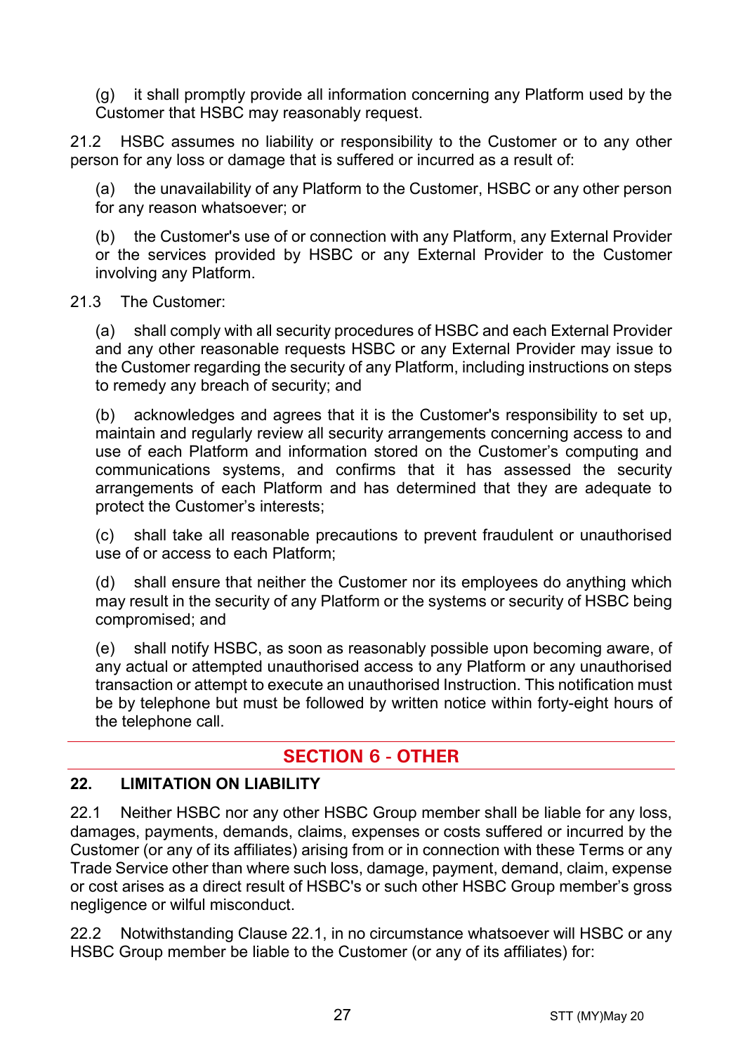(g) it shall promptly provide all information concerning any Platform used by the Customer that HSBC may reasonably request.

21.2 HSBC assumes no liability or responsibility to the Customer or to any other person for any loss or damage that is suffered or incurred as a result of:

(a) the unavailability of any Platform to the Customer, HSBC or any other person for any reason whatsoever; or

(b) the Customer's use of or connection with any Platform, any External Provider or the services provided by HSBC or any External Provider to the Customer involving any Platform.

21.3 The Customer:

(a) shall comply with all security procedures of HSBC and each External Provider and any other reasonable requests HSBC or any External Provider may issue to the Customer regarding the security of any Platform, including instructions on steps to remedy any breach of security; and

(b) acknowledges and agrees that it is the Customer's responsibility to set up, maintain and regularly review all security arrangements concerning access to and use of each Platform and information stored on the Customer's computing and communications systems, and confirms that it has assessed the security arrangements of each Platform and has determined that they are adequate to protect the Customer's interests;

(c) shall take all reasonable precautions to prevent fraudulent or unauthorised use of or access to each Platform;

(d) shall ensure that neither the Customer nor its employees do anything which may result in the security of any Platform or the systems or security of HSBC being compromised; and

(e) shall notify HSBC, as soon as reasonably possible upon becoming aware, of any actual or attempted unauthorised access to any Platform or any unauthorised transaction or attempt to execute an unauthorised Instruction. This notification must be by telephone but must be followed by written notice within forty-eight hours of the telephone call.

## SECTION 6 - OTHER

### 22. LIMITATION ON LIABILITY

22.1 Neither HSBC nor any other HSBC Group member shall be liable for any loss, damages, payments, demands, claims, expenses or costs suffered or incurred by the Customer (or any of its affiliates) arising from or in connection with these Terms or any Trade Service other than where such loss, damage, payment, demand, claim, expense or cost arises as a direct result of HSBC's or such other HSBC Group member's gross negligence or wilful misconduct.

22.2 Notwithstanding Clause 22.1, in no circumstance whatsoever will HSBC or any HSBC Group member be liable to the Customer (or any of its affiliates) for: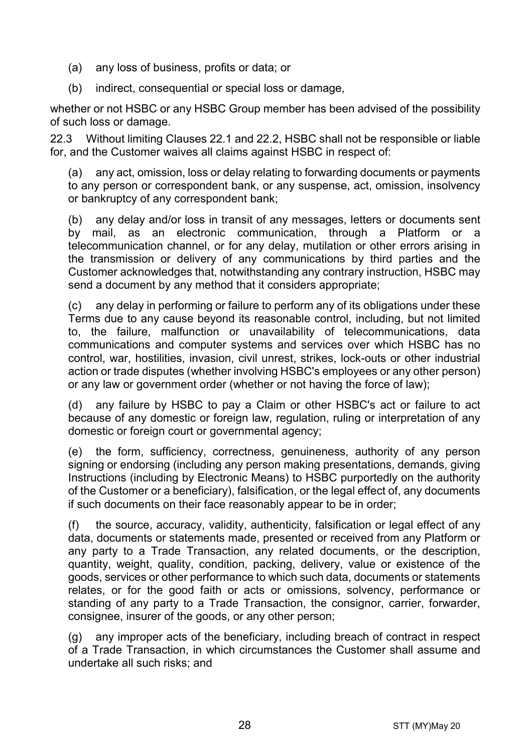(a) any loss of business, profits or data; or

(b) indirect, consequential or special loss or damage,

whether or not HSBC or any HSBC Group member has been advised of the possibility of such loss or damage.

22.3 Without limiting Clauses 22.1 and 22.2, HSBC shall not be responsible or liable for, and the Customer waives all claims against HSBC in respect of:

(a) any act, omission, loss or delay relating to forwarding documents or payments to any person or correspondent bank, or any suspense, act, omission, insolvency or bankruptcy of any correspondent bank;

(b) any delay and/or loss in transit of any messages, letters or documents sent by mail, as an electronic communication, through a Platform or a telecommunication channel, or for any delay, mutilation or other errors arising in the transmission or delivery of any communications by third parties and the Customer acknowledges that, notwithstanding any contrary instruction, HSBC may send a document by any method that it considers appropriate;

(c) any delay in performing or failure to perform any of its obligations under these Terms due to any cause beyond its reasonable control, including, but not limited to, the failure, malfunction or unavailability of telecommunications, data communications and computer systems and services over which HSBC has no control, war, hostilities, invasion, civil unrest, strikes, lock-outs or other industrial action or trade disputes (whether involving HSBC's employees or any other person) or any law or government order (whether or not having the force of law);

(d) any failure by HSBC to pay a Claim or other HSBC's act or failure to act because of any domestic or foreign law, regulation, ruling or interpretation of any domestic or foreign court or governmental agency;

(e) the form, sufficiency, correctness, genuineness, authority of any person signing or endorsing (including any person making presentations, demands, giving Instructions (including by Electronic Means) to HSBC purportedly on the authority of the Customer or a beneficiary), falsification, or the legal effect of, any documents if such documents on their face reasonably appear to be in order;

(f) the source, accuracy, validity, authenticity, falsification or legal effect of any data, documents or statements made, presented or received from any Platform or any party to a Trade Transaction, any related documents, or the description, quantity, weight, quality, condition, packing, delivery, value or existence of the goods, services or other performance to which such data, documents or statements relates, or for the good faith or acts or omissions, solvency, performance or standing of any party to a Trade Transaction, the consignor, carrier, forwarder, consignee, insurer of the goods, or any other person;

(g) any improper acts of the beneficiary, including breach of contract in respect of a Trade Transaction, in which circumstances the Customer shall assume and undertake all such risks; and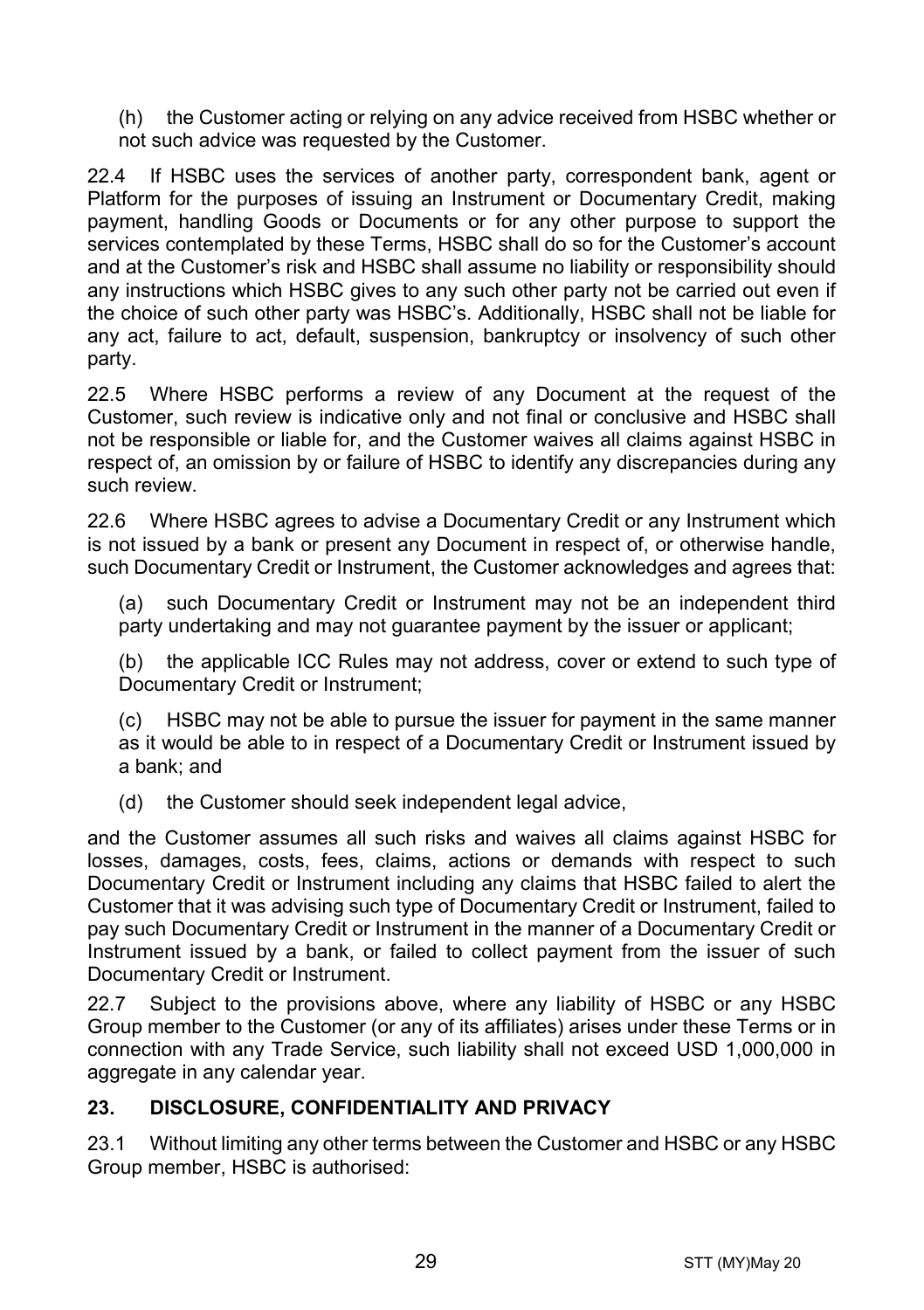(h) the Customer acting or relying on any advice received from HSBC whether or not such advice was requested by the Customer.

22.4 If HSBC uses the services of another party, correspondent bank, agent or Platform for the purposes of issuing an Instrument or Documentary Credit, making payment, handling Goods or Documents or for any other purpose to support the services contemplated by these Terms, HSBC shall do so for the Customer's account and at the Customer's risk and HSBC shall assume no liability or responsibility should any instructions which HSBC gives to any such other party not be carried out even if the choice of such other party was HSBC's. Additionally, HSBC shall not be liable for any act, failure to act, default, suspension, bankruptcy or insolvency of such other party.

22.5 Where HSBC performs a review of any Document at the request of the Customer, such review is indicative only and not final or conclusive and HSBC shall not be responsible or liable for, and the Customer waives all claims against HSBC in respect of, an omission by or failure of HSBC to identify any discrepancies during any such review.

22.6 Where HSBC agrees to advise a Documentary Credit or any Instrument which is not issued by a bank or present any Document in respect of, or otherwise handle, such Documentary Credit or Instrument, the Customer acknowledges and agrees that:

(a) such Documentary Credit or Instrument may not be an independent third party undertaking and may not guarantee payment by the issuer or applicant;

(b) the applicable ICC Rules may not address, cover or extend to such type of Documentary Credit or Instrument;

(c) HSBC may not be able to pursue the issuer for payment in the same manner as it would be able to in respect of a Documentary Credit or Instrument issued by a bank; and

(d) the Customer should seek independent legal advice,

and the Customer assumes all such risks and waives all claims against HSBC for losses, damages, costs, fees, claims, actions or demands with respect to such Documentary Credit or Instrument including any claims that HSBC failed to alert the Customer that it was advising such type of Documentary Credit or Instrument, failed to pay such Documentary Credit or Instrument in the manner of a Documentary Credit or Instrument issued by a bank, or failed to collect payment from the issuer of such Documentary Credit or Instrument.

22.7 Subject to the provisions above, where any liability of HSBC or any HSBC Group member to the Customer (or any of its affiliates) arises under these Terms or in connection with any Trade Service, such liability shall not exceed USD 1,000,000 in aggregate in any calendar year.

## 23. DISCLOSURE, CONFIDENTIALITY AND PRIVACY

23.1 Without limiting any other terms between the Customer and HSBC or any HSBC Group member, HSBC is authorised: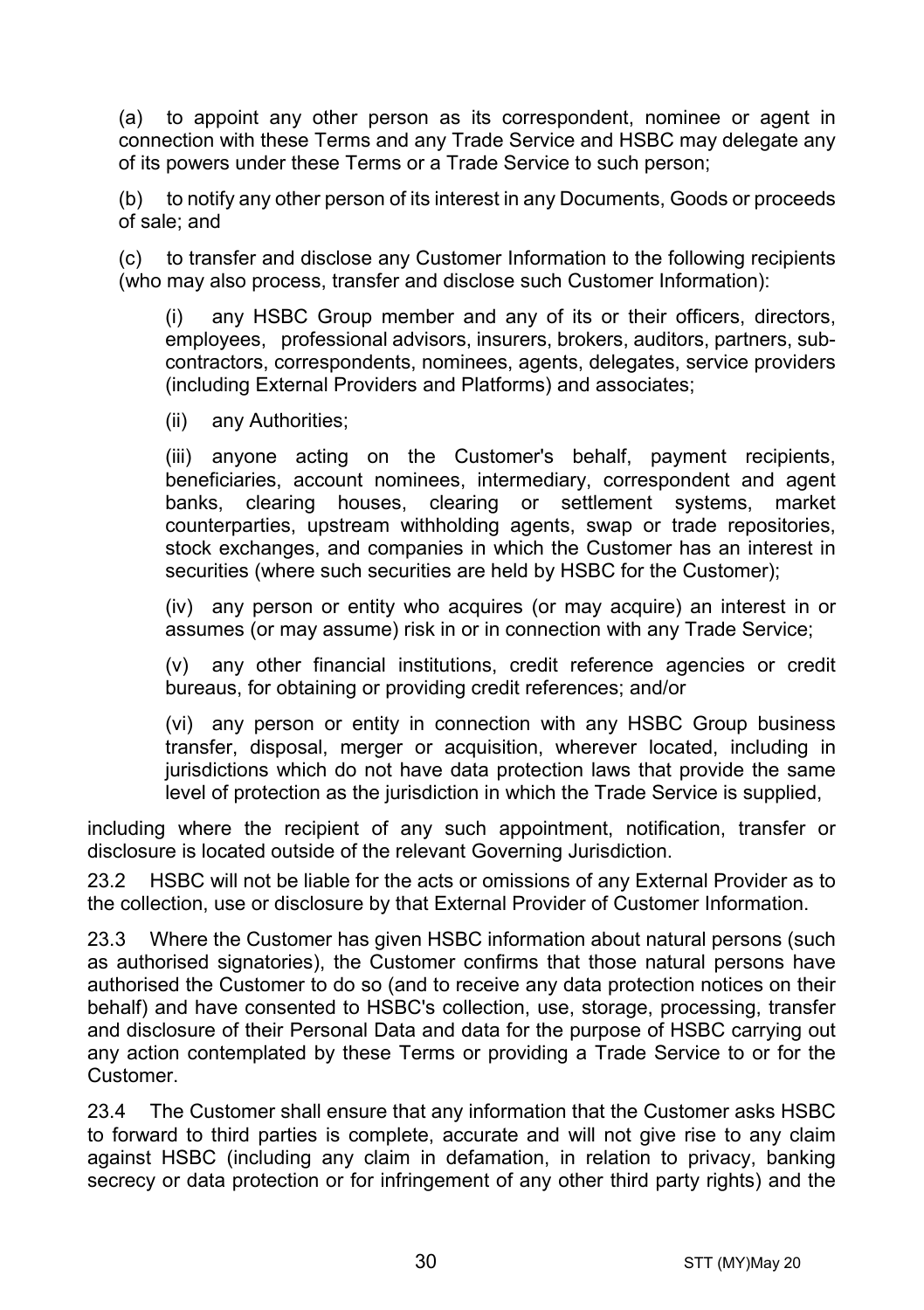(a) to appoint any other person as its correspondent, nominee or agent in connection with these Terms and any Trade Service and HSBC may delegate any of its powers under these Terms or a Trade Service to such person;

(b) to notify any other person of its interest in any Documents, Goods or proceeds of sale; and

(c) to transfer and disclose any Customer Information to the following recipients (who may also process, transfer and disclose such Customer Information):

> (i) any HSBC Group member and any of its or their officers, directors, employees, professional advisors, insurers, brokers, auditors, partners, sub-contractors, correspondents, nominees, agents, delegates, service providers (including External Providers and Platforms) and associates;
>
> (ii) any Authorities;
>
> (iii) anyone acting on the Customer's behalf, payment recipients, beneficiaries, account nominees, intermediary, correspondent and agent banks, clearing houses, clearing or settlement systems, market counterparties, upstream withholding agents, swap or trade repositories, stock exchanges, and companies in which the Customer has an interest in securities (where such securities are held by HSBC for the Customer);
>
> (iv) any person or entity who acquires (or may acquire) an interest in or assumes (or may assume) risk in or in connection with any Trade Service;
>
> (v) any other financial institutions, credit reference agencies or credit bureaus, for obtaining or providing credit references; and/or
>
> (vi) any person or entity in connection with any HSBC Group business transfer, disposal, merger or acquisition, wherever located, including in jurisdictions which do not have data protection laws that provide the same level of protection as the jurisdiction in which the Trade Service is supplied,

including where the recipient of any such appointment, notification, transfer or disclosure is located outside of the relevant Governing Jurisdiction.

23.2 HSBC will not be liable for the acts or omissions of any External Provider as to the collection, use or disclosure by that External Provider of Customer Information.

23.3 Where the Customer has given HSBC information about natural persons (such as authorised signatories), the Customer confirms that those natural persons have authorised the Customer to do so (and to receive any data protection notices on their behalf) and have consented to HSBC's collection, use, storage, processing, transfer and disclosure of their Personal Data and data for the purpose of HSBC carrying out any action contemplated by these Terms or providing a Trade Service to or for the Customer.

23.4 The Customer shall ensure that any information that the Customer asks HSBC to forward to third parties is complete, accurate and will not give rise to any claim against HSBC (including any claim in defamation, in relation to privacy, banking secrecy or data protection or for infringement of any other third party rights) and the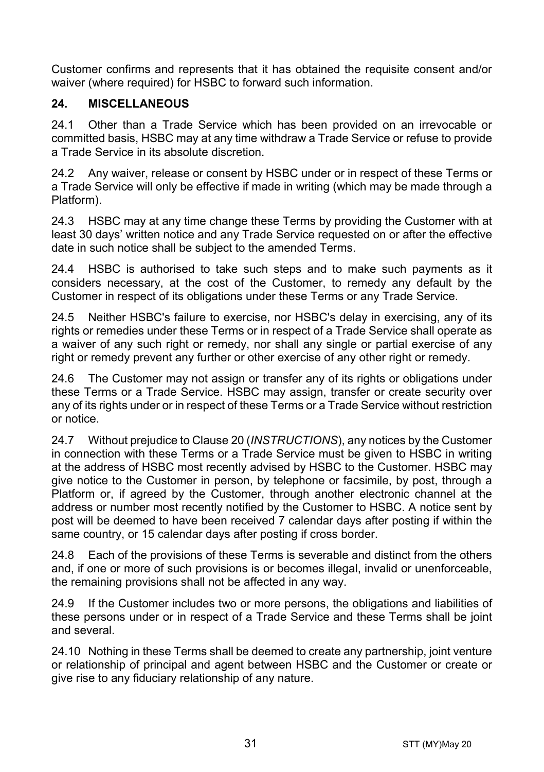Customer confirms and represents that it has obtained the requisite consent and/or waiver (where required) for HSBC to forward such information.

## 24. MISCELLANEOUS

24.1 Other than a Trade Service which has been provided on an irrevocable or committed basis, HSBC may at any time withdraw a Trade Service or refuse to provide a Trade Service in its absolute discretion.

24.2 Any waiver, release or consent by HSBC under or in respect of these Terms or a Trade Service will only be effective if made in writing (which may be made through a Platform).

24.3 HSBC may at any time change these Terms by providing the Customer with at least 30 days' written notice and any Trade Service requested on or after the effective date in such notice shall be subject to the amended Terms.

24.4 HSBC is authorised to take such steps and to make such payments as it considers necessary, at the cost of the Customer, to remedy any default by the Customer in respect of its obligations under these Terms or any Trade Service.

24.5 Neither HSBC's failure to exercise, nor HSBC's delay in exercising, any of its rights or remedies under these Terms or in respect of a Trade Service shall operate as a waiver of any such right or remedy, nor shall any single or partial exercise of any right or remedy prevent any further or other exercise of any other right or remedy.

24.6 The Customer may not assign or transfer any of its rights or obligations under these Terms or a Trade Service. HSBC may assign, transfer or create security over any of its rights under or in respect of these Terms or a Trade Service without restriction or notice.

24.7 Without prejudice to Clause 20 (*INSTRUCTIONS*), any notices by the Customer in connection with these Terms or a Trade Service must be given to HSBC in writing at the address of HSBC most recently advised by HSBC to the Customer. HSBC may give notice to the Customer in person, by telephone or facsimile, by post, through a Platform or, if agreed by the Customer, through another electronic channel at the address or number most recently notified by the Customer to HSBC. A notice sent by post will be deemed to have been received 7 calendar days after posting if within the same country, or 15 calendar days after posting if cross border.

24.8 Each of the provisions of these Terms is severable and distinct from the others and, if one or more of such provisions is or becomes illegal, invalid or unenforceable, the remaining provisions shall not be affected in any way.

24.9 If the Customer includes two or more persons, the obligations and liabilities of these persons under or in respect of a Trade Service and these Terms shall be joint and several.

24.10 Nothing in these Terms shall be deemed to create any partnership, joint venture or relationship of principal and agent between HSBC and the Customer or create or give rise to any fiduciary relationship of any nature.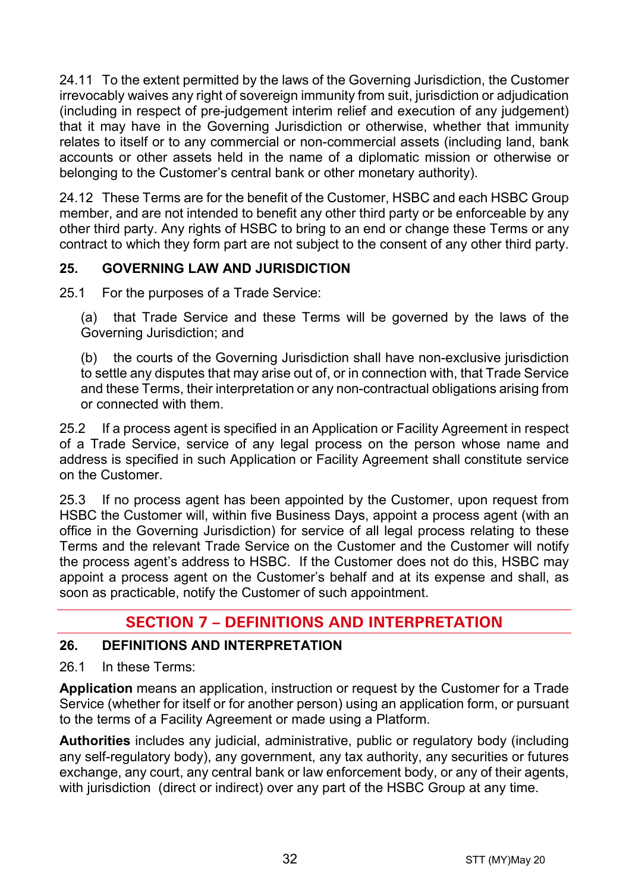24.11 To the extent permitted by the laws of the Governing Jurisdiction, the Customer irrevocably waives any right of sovereign immunity from suit, jurisdiction or adjudication (including in respect of pre-judgement interim relief and execution of any judgement) that it may have in the Governing Jurisdiction or otherwise, whether that immunity relates to itself or to any commercial or non-commercial assets (including land, bank accounts or other assets held in the name of a diplomatic mission or otherwise or belonging to the Customer's central bank or other monetary authority).

24.12 These Terms are for the benefit of the Customer, HSBC and each HSBC Group member, and are not intended to benefit any other third party or be enforceable by any other third party. Any rights of HSBC to bring to an end or change these Terms or any contract to which they form part are not subject to the consent of any other third party.

### 25. GOVERNING LAW AND JURISDICTION

25.1 For the purposes of a Trade Service:

(a) that Trade Service and these Terms will be governed by the laws of the Governing Jurisdiction; and

(b) the courts of the Governing Jurisdiction shall have non-exclusive jurisdiction to settle any disputes that may arise out of, or in connection with, that Trade Service and these Terms, their interpretation or any non-contractual obligations arising from or connected with them.

25.2 If a process agent is specified in an Application or Facility Agreement in respect of a Trade Service, service of any legal process on the person whose name and address is specified in such Application or Facility Agreement shall constitute service on the Customer.

25.3 If no process agent has been appointed by the Customer, upon request from HSBC the Customer will, within five Business Days, appoint a process agent (with an office in the Governing Jurisdiction) for service of all legal process relating to these Terms and the relevant Trade Service on the Customer and the Customer will notify the process agent's address to HSBC. If the Customer does not do this, HSBC may appoint a process agent on the Customer's behalf and at its expense and shall, as soon as practicable, notify the Customer of such appointment.

## SECTION 7 – DEFINITIONS AND INTERPRETATION

### 26. DEFINITIONS AND INTERPRETATION

26.1 In these Terms:

**Application** means an application, instruction or request by the Customer for a Trade Service (whether for itself or for another person) using an application form, or pursuant to the terms of a Facility Agreement or made using a Platform.

**Authorities** includes any judicial, administrative, public or regulatory body (including any self-regulatory body), any government, any tax authority, any securities or futures exchange, any court, any central bank or law enforcement body, or any of their agents, with jurisdiction (direct or indirect) over any part of the HSBC Group at any time.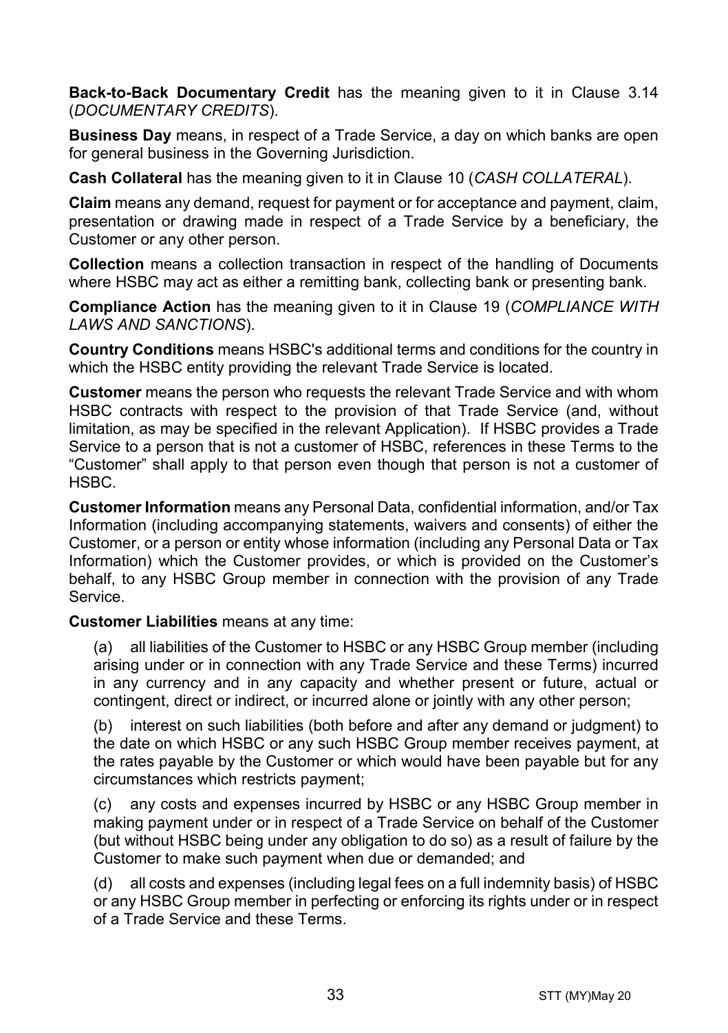**Back-to-Back Documentary Credit** has the meaning given to it in Clause 3.14 (*DOCUMENTARY CREDITS*).

**Business Day** means, in respect of a Trade Service, a day on which banks are open for general business in the Governing Jurisdiction.

**Cash Collateral** has the meaning given to it in Clause 10 (*CASH COLLATERAL*).

**Claim** means any demand, request for payment or for acceptance and payment, claim, presentation or drawing made in respect of a Trade Service by a beneficiary, the Customer or any other person.

**Collection** means a collection transaction in respect of the handling of Documents where HSBC may act as either a remitting bank, collecting bank or presenting bank.

**Compliance Action** has the meaning given to it in Clause 19 (*COMPLIANCE WITH LAWS AND SANCTIONS*).

**Country Conditions** means HSBC's additional terms and conditions for the country in which the HSBC entity providing the relevant Trade Service is located.

**Customer** means the person who requests the relevant Trade Service and with whom HSBC contracts with respect to the provision of that Trade Service (and, without limitation, as may be specified in the relevant Application). If HSBC provides a Trade Service to a person that is not a customer of HSBC, references in these Terms to the "Customer" shall apply to that person even though that person is not a customer of HSBC.

**Customer Information** means any Personal Data, confidential information, and/or Tax Information (including accompanying statements, waivers and consents) of either the Customer, or a person or entity whose information (including any Personal Data or Tax Information) which the Customer provides, or which is provided on the Customer's behalf, to any HSBC Group member in connection with the provision of any Trade Service.

**Customer Liabilities** means at any time:

(a) all liabilities of the Customer to HSBC or any HSBC Group member (including arising under or in connection with any Trade Service and these Terms) incurred in any currency and in any capacity and whether present or future, actual or contingent, direct or indirect, or incurred alone or jointly with any other person;

(b) interest on such liabilities (both before and after any demand or judgment) to the date on which HSBC or any such HSBC Group member receives payment, at the rates payable by the Customer or which would have been payable but for any circumstances which restricts payment;

(c) any costs and expenses incurred by HSBC or any HSBC Group member in making payment under or in respect of a Trade Service on behalf of the Customer (but without HSBC being under any obligation to do so) as a result of failure by the Customer to make such payment when due or demanded; and

(d) all costs and expenses (including legal fees on a full indemnity basis) of HSBC or any HSBC Group member in perfecting or enforcing its rights under or in respect of a Trade Service and these Terms.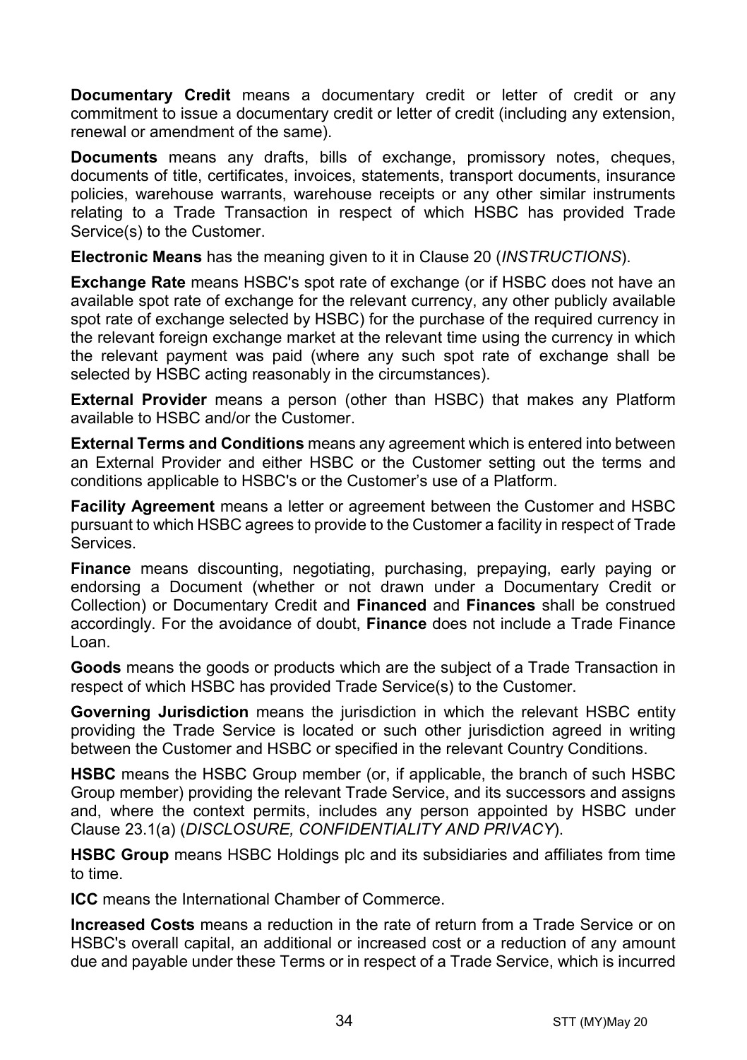**Documentary Credit** means a documentary credit or letter of credit or any commitment to issue a documentary credit or letter of credit (including any extension, renewal or amendment of the same).

**Documents** means any drafts, bills of exchange, promissory notes, cheques, documents of title, certificates, invoices, statements, transport documents, insurance policies, warehouse warrants, warehouse receipts or any other similar instruments relating to a Trade Transaction in respect of which HSBC has provided Trade Service(s) to the Customer.

**Electronic Means** has the meaning given to it in Clause 20 (*INSTRUCTIONS*).

**Exchange Rate** means HSBC's spot rate of exchange (or if HSBC does not have an available spot rate of exchange for the relevant currency, any other publicly available spot rate of exchange selected by HSBC) for the purchase of the required currency in the relevant foreign exchange market at the relevant time using the currency in which the relevant payment was paid (where any such spot rate of exchange shall be selected by HSBC acting reasonably in the circumstances).

**External Provider** means a person (other than HSBC) that makes any Platform available to HSBC and/or the Customer.

**External Terms and Conditions** means any agreement which is entered into between an External Provider and either HSBC or the Customer setting out the terms and conditions applicable to HSBC's or the Customer's use of a Platform.

**Facility Agreement** means a letter or agreement between the Customer and HSBC pursuant to which HSBC agrees to provide to the Customer a facility in respect of Trade Services.

**Finance** means discounting, negotiating, purchasing, prepaying, early paying or endorsing a Document (whether or not drawn under a Documentary Credit or Collection) or Documentary Credit and **Financed** and **Finances** shall be construed accordingly. For the avoidance of doubt, **Finance** does not include a Trade Finance Loan.

**Goods** means the goods or products which are the subject of a Trade Transaction in respect of which HSBC has provided Trade Service(s) to the Customer.

**Governing Jurisdiction** means the jurisdiction in which the relevant HSBC entity providing the Trade Service is located or such other jurisdiction agreed in writing between the Customer and HSBC or specified in the relevant Country Conditions.

**HSBC** means the HSBC Group member (or, if applicable, the branch of such HSBC Group member) providing the relevant Trade Service, and its successors and assigns and, where the context permits, includes any person appointed by HSBC under Clause 23.1(a) (*DISCLOSURE, CONFIDENTIALITY AND PRIVACY*).

**HSBC Group** means HSBC Holdings plc and its subsidiaries and affiliates from time to time.

**ICC** means the International Chamber of Commerce.

**Increased Costs** means a reduction in the rate of return from a Trade Service or on HSBC's overall capital, an additional or increased cost or a reduction of any amount due and payable under these Terms or in respect of a Trade Service, which is incurred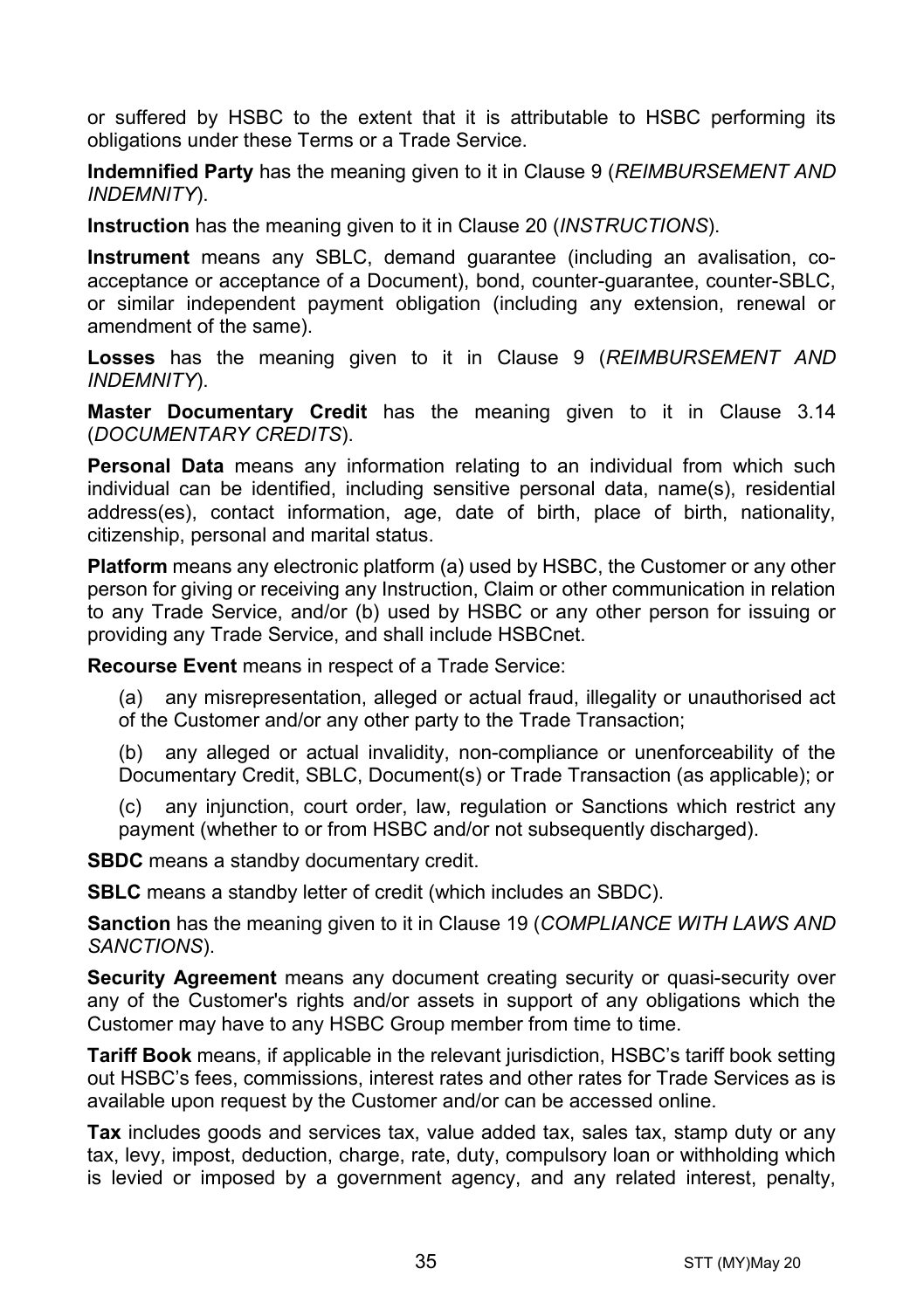or suffered by HSBC to the extent that it is attributable to HSBC performing its obligations under these Terms or a Trade Service.

**Indemnified Party** has the meaning given to it in Clause 9 (*REIMBURSEMENT AND INDEMNITY*).

**Instruction** has the meaning given to it in Clause 20 (*INSTRUCTIONS*).

**Instrument** means any SBLC, demand guarantee (including an avalisation, co-acceptance or acceptance of a Document), bond, counter-guarantee, counter-SBLC, or similar independent payment obligation (including any extension, renewal or amendment of the same).

**Losses** has the meaning given to it in Clause 9 (*REIMBURSEMENT AND INDEMNITY*).

**Master Documentary Credit** has the meaning given to it in Clause 3.14 (*DOCUMENTARY CREDITS*).

**Personal Data** means any information relating to an individual from which such individual can be identified, including sensitive personal data, name(s), residential address(es), contact information, age, date of birth, place of birth, nationality, citizenship, personal and marital status.

**Platform** means any electronic platform (a) used by HSBC, the Customer or any other person for giving or receiving any Instruction, Claim or other communication in relation to any Trade Service, and/or (b) used by HSBC or any other person for issuing or providing any Trade Service, and shall include HSBCnet.

**Recourse Event** means in respect of a Trade Service:

(a) any misrepresentation, alleged or actual fraud, illegality or unauthorised act of the Customer and/or any other party to the Trade Transaction;

(b) any alleged or actual invalidity, non-compliance or unenforceability of the Documentary Credit, SBLC, Document(s) or Trade Transaction (as applicable); or

(c) any injunction, court order, law, regulation or Sanctions which restrict any payment (whether to or from HSBC and/or not subsequently discharged).

**SBDC** means a standby documentary credit.

**SBLC** means a standby letter of credit (which includes an SBDC).

**Sanction** has the meaning given to it in Clause 19 (*COMPLIANCE WITH LAWS AND SANCTIONS*).

**Security Agreement** means any document creating security or quasi-security over any of the Customer's rights and/or assets in support of any obligations which the Customer may have to any HSBC Group member from time to time.

**Tariff Book** means, if applicable in the relevant jurisdiction, HSBC's tariff book setting out HSBC's fees, commissions, interest rates and other rates for Trade Services as is available upon request by the Customer and/or can be accessed online.

**Tax** includes goods and services tax, value added tax, sales tax, stamp duty or any tax, levy, impost, deduction, charge, rate, duty, compulsory loan or withholding which is levied or imposed by a government agency, and any related interest, penalty,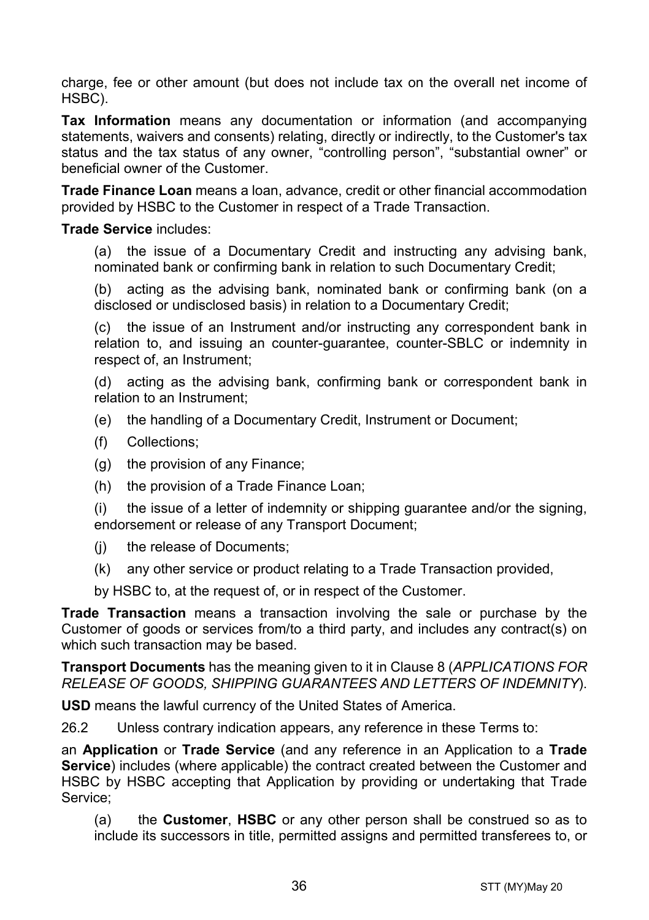charge, fee or other amount (but does not include tax on the overall net income of HSBC).

**Tax Information** means any documentation or information (and accompanying statements, waivers and consents) relating, directly or indirectly, to the Customer's tax status and the tax status of any owner, "controlling person", "substantial owner" or beneficial owner of the Customer.

**Trade Finance Loan** means a loan, advance, credit or other financial accommodation provided by HSBC to the Customer in respect of a Trade Transaction.

**Trade Service** includes:

(a) the issue of a Documentary Credit and instructing any advising bank, nominated bank or confirming bank in relation to such Documentary Credit;

(b) acting as the advising bank, nominated bank or confirming bank (on a disclosed or undisclosed basis) in relation to a Documentary Credit;

(c) the issue of an Instrument and/or instructing any correspondent bank in relation to, and issuing an counter-guarantee, counter-SBLC or indemnity in respect of, an Instrument;

(d) acting as the advising bank, confirming bank or correspondent bank in relation to an Instrument;

(e) the handling of a Documentary Credit, Instrument or Document;

(f) Collections;

(g) the provision of any Finance;

(h) the provision of a Trade Finance Loan;

(i) the issue of a letter of indemnity or shipping guarantee and/or the signing, endorsement or release of any Transport Document;

(j) the release of Documents;

(k) any other service or product relating to a Trade Transaction provided,

by HSBC to, at the request of, or in respect of the Customer.

**Trade Transaction** means a transaction involving the sale or purchase by the Customer of goods or services from/to a third party, and includes any contract(s) on which such transaction may be based.

**Transport Documents** has the meaning given to it in Clause 8 (*APPLICATIONS FOR RELEASE OF GOODS, SHIPPING GUARANTEES AND LETTERS OF INDEMNITY*).

**USD** means the lawful currency of the United States of America.

26.2 Unless contrary indication appears, any reference in these Terms to:

an **Application** or **Trade Service** (and any reference in an Application to a **Trade Service**) includes (where applicable) the contract created between the Customer and HSBC by HSBC accepting that Application by providing or undertaking that Trade Service;

(a) the **Customer**, **HSBC** or any other person shall be construed so as to include its successors in title, permitted assigns and permitted transferees to, or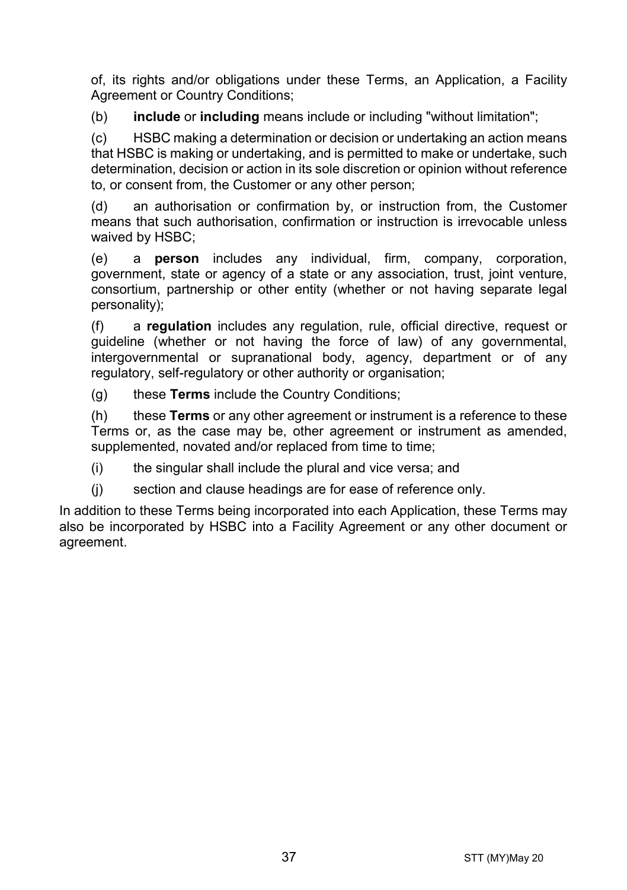of, its rights and/or obligations under these Terms, an Application, a Facility Agreement or Country Conditions;

(b) **include** or **including** means include or including "without limitation";

(c) HSBC making a determination or decision or undertaking an action means that HSBC is making or undertaking, and is permitted to make or undertake, such determination, decision or action in its sole discretion or opinion without reference to, or consent from, the Customer or any other person;

(d) an authorisation or confirmation by, or instruction from, the Customer means that such authorisation, confirmation or instruction is irrevocable unless waived by HSBC;

(e) a **person** includes any individual, firm, company, corporation, government, state or agency of a state or any association, trust, joint venture, consortium, partnership or other entity (whether or not having separate legal personality);

(f) a **regulation** includes any regulation, rule, official directive, request or guideline (whether or not having the force of law) of any governmental, intergovernmental or supranational body, agency, department or of any regulatory, self-regulatory or other authority or organisation;

(g) these **Terms** include the Country Conditions;

(h) these **Terms** or any other agreement or instrument is a reference to these Terms or, as the case may be, other agreement or instrument as amended, supplemented, novated and/or replaced from time to time;

(i) the singular shall include the plural and vice versa; and

(j) section and clause headings are for ease of reference only.

In addition to these Terms being incorporated into each Application, these Terms may also be incorporated by HSBC into a Facility Agreement or any other document or agreement.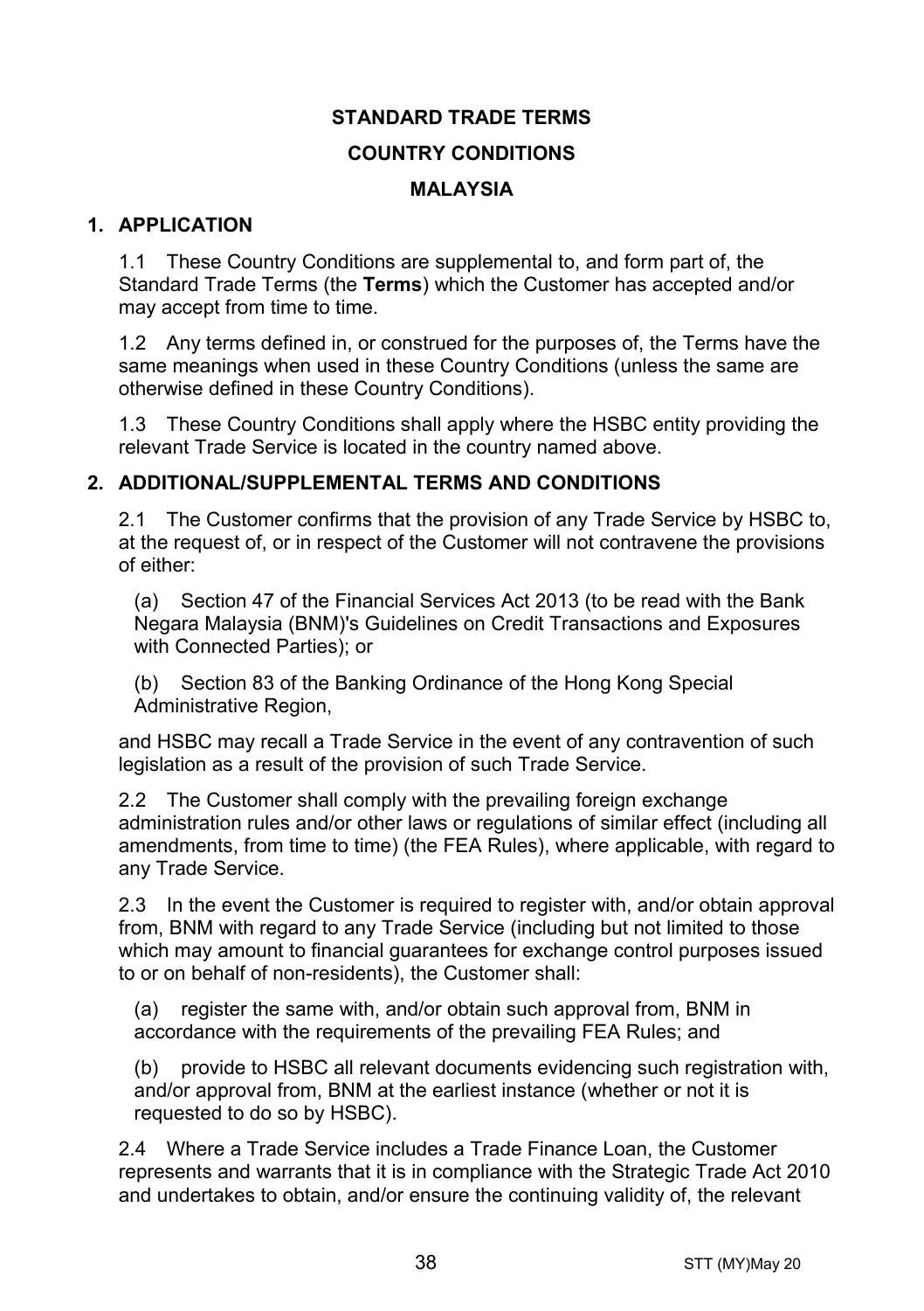# STANDARD TRADE TERMS

## COUNTRY CONDITIONS

## MALAYSIA

### 1. APPLICATION

1.1 These Country Conditions are supplemental to, and form part of, the Standard Trade Terms (the **Terms**) which the Customer has accepted and/or may accept from time to time.

1.2 Any terms defined in, or construed for the purposes of, the Terms have the same meanings when used in these Country Conditions (unless the same are otherwise defined in these Country Conditions).

1.3 These Country Conditions shall apply where the HSBC entity providing the relevant Trade Service is located in the country named above.

### 2. ADDITIONAL/SUPPLEMENTAL TERMS AND CONDITIONS

2.1 The Customer confirms that the provision of any Trade Service by HSBC to, at the request of, or in respect of the Customer will not contravene the provisions of either:

(a) Section 47 of the Financial Services Act 2013 (to be read with the Bank Negara Malaysia (BNM)'s Guidelines on Credit Transactions and Exposures with Connected Parties); or

(b) Section 83 of the Banking Ordinance of the Hong Kong Special Administrative Region,

and HSBC may recall a Trade Service in the event of any contravention of such legislation as a result of the provision of such Trade Service.

2.2 The Customer shall comply with the prevailing foreign exchange administration rules and/or other laws or regulations of similar effect (including all amendments, from time to time) (the FEA Rules), where applicable, with regard to any Trade Service.

2.3 In the event the Customer is required to register with, and/or obtain approval from, BNM with regard to any Trade Service (including but not limited to those which may amount to financial guarantees for exchange control purposes issued to or on behalf of non-residents), the Customer shall:

(a) register the same with, and/or obtain such approval from, BNM in accordance with the requirements of the prevailing FEA Rules; and

(b) provide to HSBC all relevant documents evidencing such registration with, and/or approval from, BNM at the earliest instance (whether or not it is requested to do so by HSBC).

2.4 Where a Trade Service includes a Trade Finance Loan, the Customer represents and warrants that it is in compliance with the Strategic Trade Act 2010 and undertakes to obtain, and/or ensure the continuing validity of, the relevant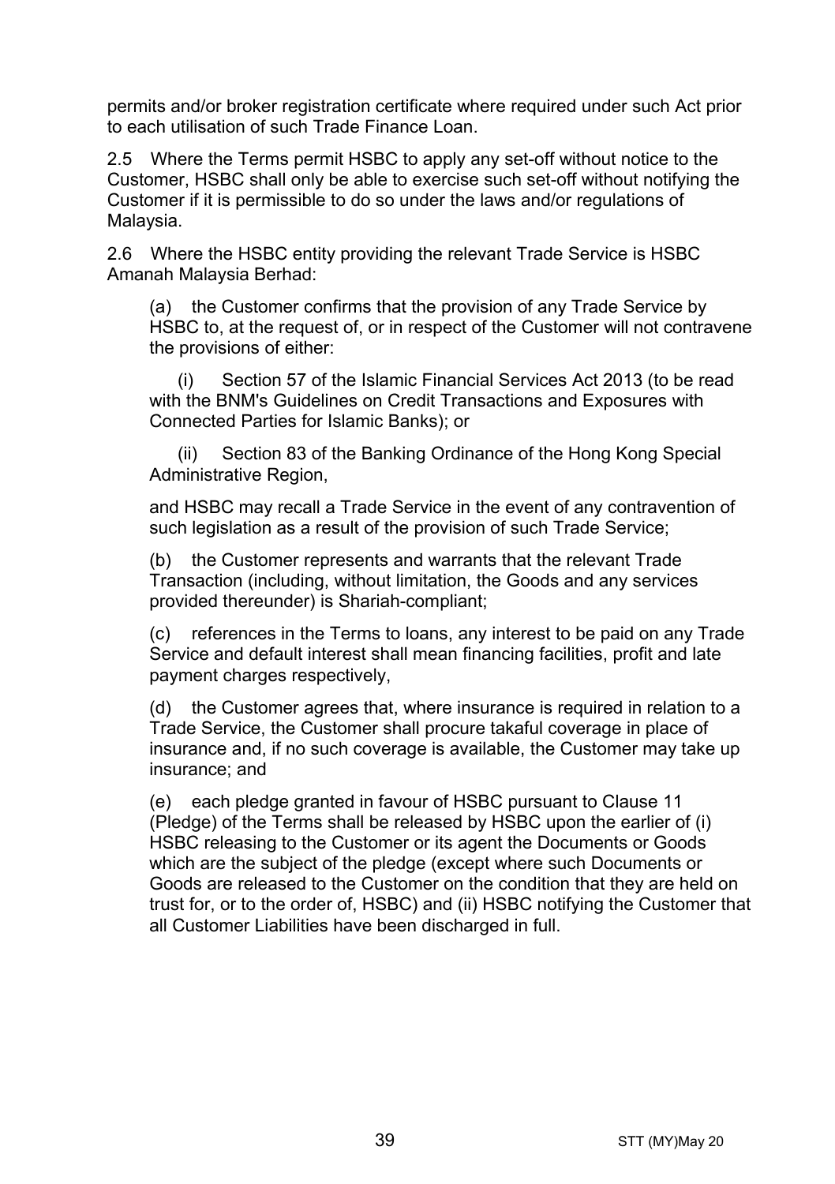permits and/or broker registration certificate where required under such Act prior to each utilisation of such Trade Finance Loan.

2.5 Where the Terms permit HSBC to apply any set-off without notice to the Customer, HSBC shall only be able to exercise such set-off without notifying the Customer if it is permissible to do so under the laws and/or regulations of Malaysia.

2.6 Where the HSBC entity providing the relevant Trade Service is HSBC Amanah Malaysia Berhad:

(a) the Customer confirms that the provision of any Trade Service by HSBC to, at the request of, or in respect of the Customer will not contravene the provisions of either:

(i) Section 57 of the Islamic Financial Services Act 2013 (to be read with the BNM's Guidelines on Credit Transactions and Exposures with Connected Parties for Islamic Banks); or

(ii) Section 83 of the Banking Ordinance of the Hong Kong Special Administrative Region,

and HSBC may recall a Trade Service in the event of any contravention of such legislation as a result of the provision of such Trade Service;

(b) the Customer represents and warrants that the relevant Trade Transaction (including, without limitation, the Goods and any services provided thereunder) is Shariah-compliant;

(c) references in the Terms to loans, any interest to be paid on any Trade Service and default interest shall mean financing facilities, profit and late payment charges respectively,

(d) the Customer agrees that, where insurance is required in relation to a Trade Service, the Customer shall procure takaful coverage in place of insurance and, if no such coverage is available, the Customer may take up insurance; and

(e) each pledge granted in favour of HSBC pursuant to Clause 11 (Pledge) of the Terms shall be released by HSBC upon the earlier of (i) HSBC releasing to the Customer or its agent the Documents or Goods which are the subject of the pledge (except where such Documents or Goods are released to the Customer on the condition that they are held on trust for, or to the order of, HSBC) and (ii) HSBC notifying the Customer that all Customer Liabilities have been discharged in full.